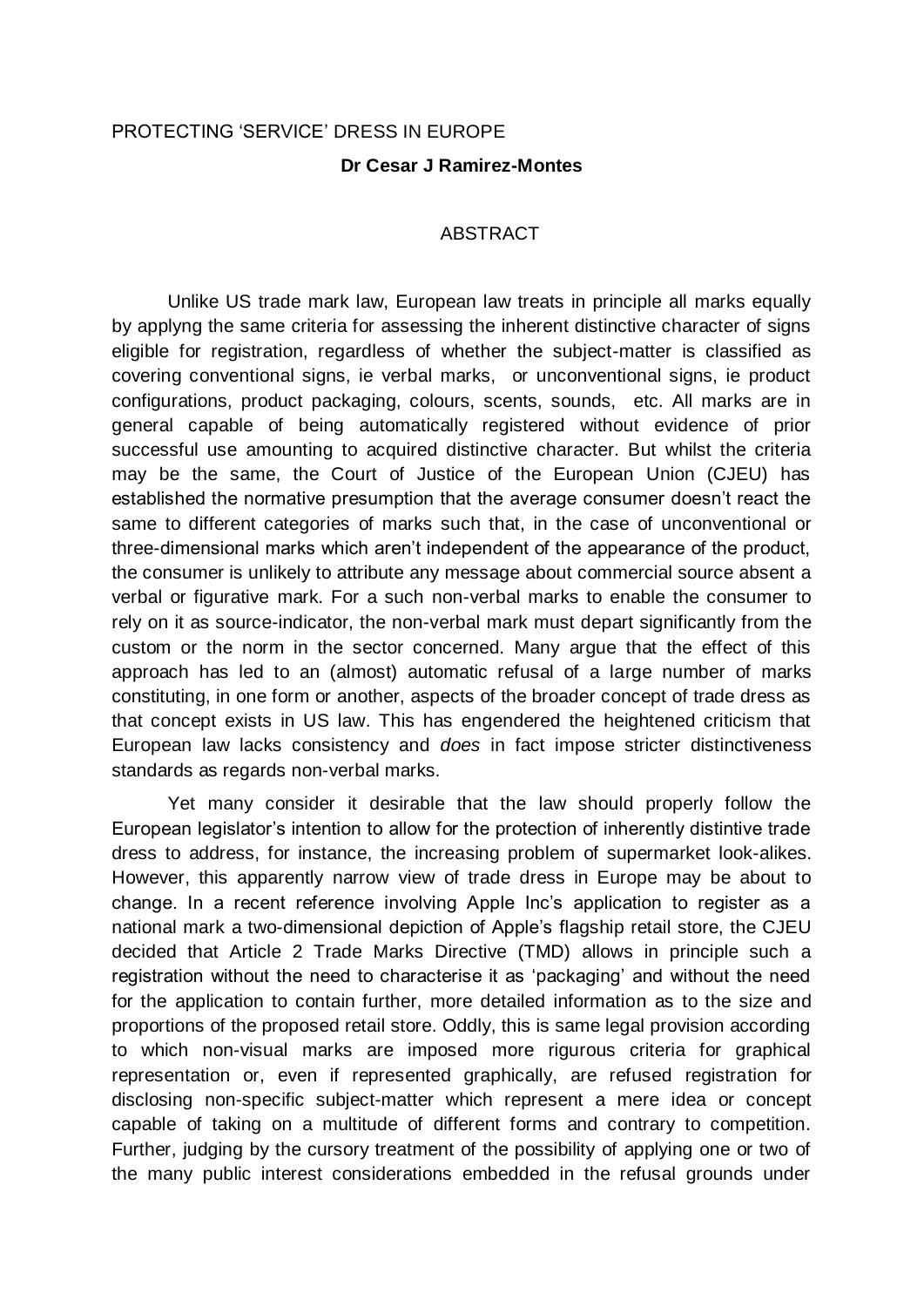PROTECTING 'SERVICE' DRESS IN EUROPE

**Dr Cesar J Ramirez-Montes**

## ABSTRACT

Unlike US trade mark law, European law treats in principle all marks equally by applyng the same criteria for assessing the inherent distinctive character of signs eligible for registration, regardless of whether the subject-matter is classified as covering conventional signs, ie verbal marks, or unconventional signs, ie product configurations, product packaging, colours, scents, sounds, etc. All marks are in general capable of being automatically registered without evidence of prior successful use amounting to acquired distinctive character. But whilst the criteria may be the same, the Court of Justice of the European Union (CJEU) has established the normative presumption that the average consumer doesn't react the same to different categories of marks such that, in the case of unconventional or three-dimensional marks which aren't independent of the appearance of the product, the consumer is unlikely to attribute any message about commercial source absent a verbal or figurative mark. For a such non-verbal marks to enable the consumer to rely on it as source-indicator, the non-verbal mark must depart significantly from the custom or the norm in the sector concerned. Many argue that the effect of this approach has led to an (almost) automatic refusal of a large number of marks constituting, in one form or another, aspects of the broader concept of trade dress as that concept exists in US law. This has engendered the heightened criticism that European law lacks consistency and *does* in fact impose stricter distinctiveness standards as regards non-verbal marks.

Yet many consider it desirable that the law should properly follow the European legislator's intention to allow for the protection of inherently distintive trade dress to address, for instance, the increasing problem of supermarket look-alikes. However, this apparently narrow view of trade dress in Europe may be about to change. In a recent reference involving Apple Inc's application to register as a national mark a two-dimensional depiction of Apple's flagship retail store, the CJEU decided that Article 2 Trade Marks Directive (TMD) allows in principle such a registration without the need to characterise it as 'packaging' and without the need for the application to contain further, more detailed information as to the size and proportions of the proposed retail store. Oddly, this is same legal provision according to which non-visual marks are imposed more rigurous criteria for graphical representation or, even if represented graphically, are refused registration for disclosing non-specific subject-matter which represent a mere idea or concept capable of taking on a multitude of different forms and contrary to competition. Further, judging by the cursory treatment of the possibility of applying one or two of the many public interest considerations embedded in the refusal grounds under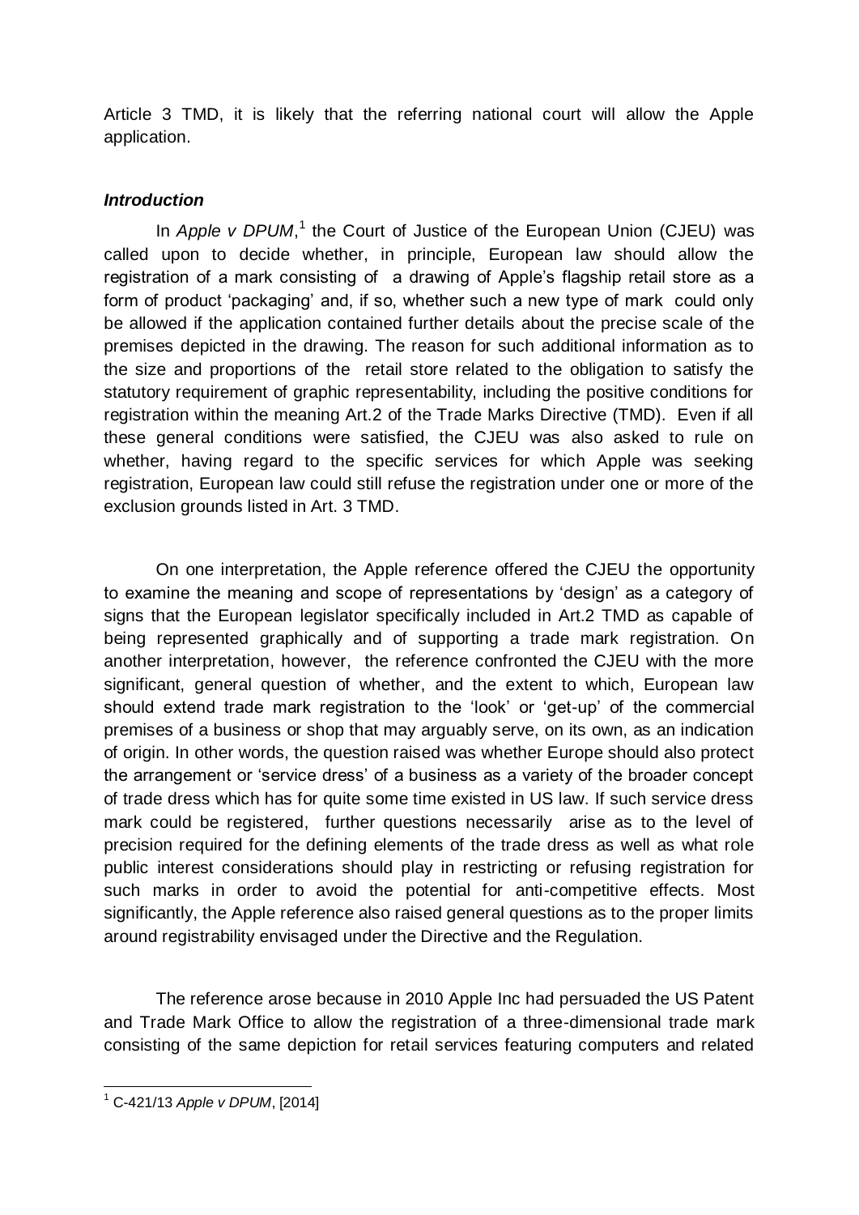Article 3 TMD, it is likely that the referring national court will allow the Apple application.

### *Introduction*

In *Apple v DPUM*,[1] the Court of Justice of the European Union (CJEU) was called upon to decide whether, in principle, European law should allow the registration of a mark consisting of a drawing of Apple's flagship retail store as a form of product 'packaging' and, if so, whether such a new type of mark could only be allowed if the application contained further details about the precise scale of the premises depicted in the drawing. The reason for such additional information as to the size and proportions of the retail store related to the obligation to satisfy the statutory requirement of graphic representability, including the positive conditions for registration within the meaning Art.2 of the Trade Marks Directive (TMD). Even if all these general conditions were satisfied, the CJEU was also asked to rule on whether, having regard to the specific services for which Apple was seeking registration, European law could still refuse the registration under one or more of the exclusion grounds listed in Art. 3 TMD.

On one interpretation, the Apple reference offered the CJEU the opportunity to examine the meaning and scope of representations by 'design' as a category of signs that the European legislator specifically included in Art.2 TMD as capable of being represented graphically and of supporting a trade mark registration. On another interpretation, however, the reference confronted the CJEU with the more significant, general question of whether, and the extent to which, European law should extend trade mark registration to the 'look' or 'get-up' of the commercial premises of a business or shop that may arguably serve, on its own, as an indication of origin. In other words, the question raised was whether Europe should also protect the arrangement or 'service dress' of a business as a variety of the broader concept of trade dress which has for quite some time existed in US law. If such service dress mark could be registered, further questions necessarily arise as to the level of precision required for the defining elements of the trade dress as well as what role public interest considerations should play in restricting or refusing registration for such marks in order to avoid the potential for anti-competitive effects. Most significantly, the Apple reference also raised general questions as to the proper limits around registrability envisaged under the Directive and the Regulation.

The reference arose because in 2010 Apple Inc had persuaded the US Patent and Trade Mark Office to allow the registration of a three-dimensional trade mark consisting of the same depiction for retail services featuring computers and related

[1] C-421/13 *Apple v DPUM*, [2014]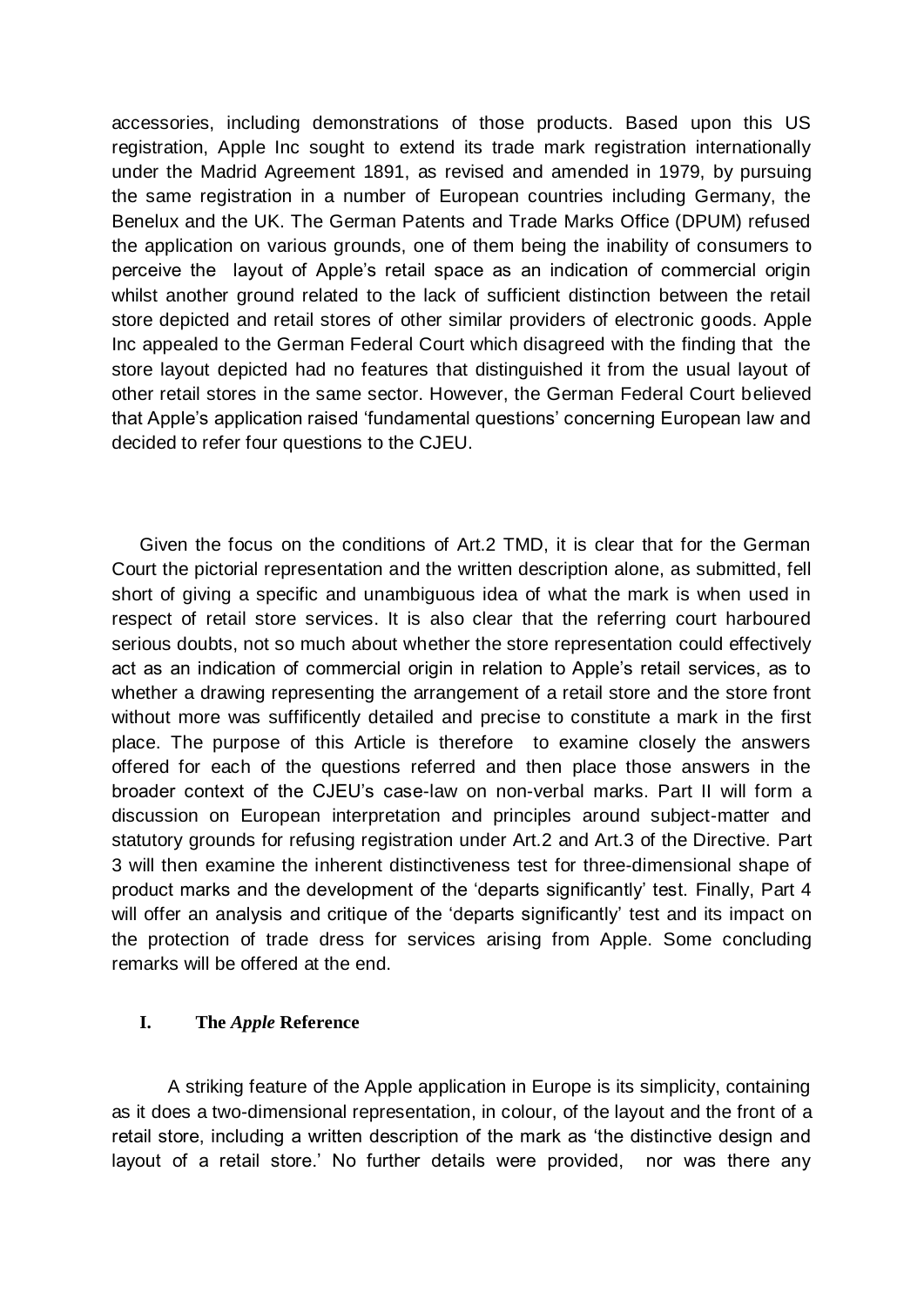accessories, including demonstrations of those products. Based upon this US registration, Apple Inc sought to extend its trade mark registration internationally under the Madrid Agreement 1891, as revised and amended in 1979, by pursuing the same registration in a number of European countries including Germany, the Benelux and the UK. The German Patents and Trade Marks Office (DPUM) refused the application on various grounds, one of them being the inability of consumers to perceive the layout of Apple's retail space as an indication of commercial origin whilst another ground related to the lack of sufficient distinction between the retail store depicted and retail stores of other similar providers of electronic goods. Apple Inc appealed to the German Federal Court which disagreed with the finding that the store layout depicted had no features that distinguished it from the usual layout of other retail stores in the same sector. However, the German Federal Court believed that Apple's application raised 'fundamental questions' concerning European law and decided to refer four questions to the CJEU.

Given the focus on the conditions of Art.2 TMD, it is clear that for the German Court the pictorial representation and the written description alone, as submitted, fell short of giving a specific and unambiguous idea of what the mark is when used in respect of retail store services. It is also clear that the referring court harboured serious doubts, not so much about whether the store representation could effectively act as an indication of commercial origin in relation to Apple's retail services, as to whether a drawing representing the arrangement of a retail store and the store front without more was suffificently detailed and precise to constitute a mark in the first place. The purpose of this Article is therefore to examine closely the answers offered for each of the questions referred and then place those answers in the broader context of the CJEU's case-law on non-verbal marks. Part II will form a discussion on European interpretation and principles around subject-matter and statutory grounds for refusing registration under Art.2 and Art.3 of the Directive. Part 3 will then examine the inherent distinctiveness test for three-dimensional shape of product marks and the development of the 'departs significantly' test. Finally, Part 4 will offer an analysis and critique of the 'departs significantly' test and its impact on the protection of trade dress for services arising from Apple. Some concluding remarks will be offered at the end.

## I. The *Apple* Reference

A striking feature of the Apple application in Europe is its simplicity, containing as it does a two-dimensional representation, in colour, of the layout and the front of a retail store, including a written description of the mark as 'the distinctive design and layout of a retail store.' No further details were provided, nor was there any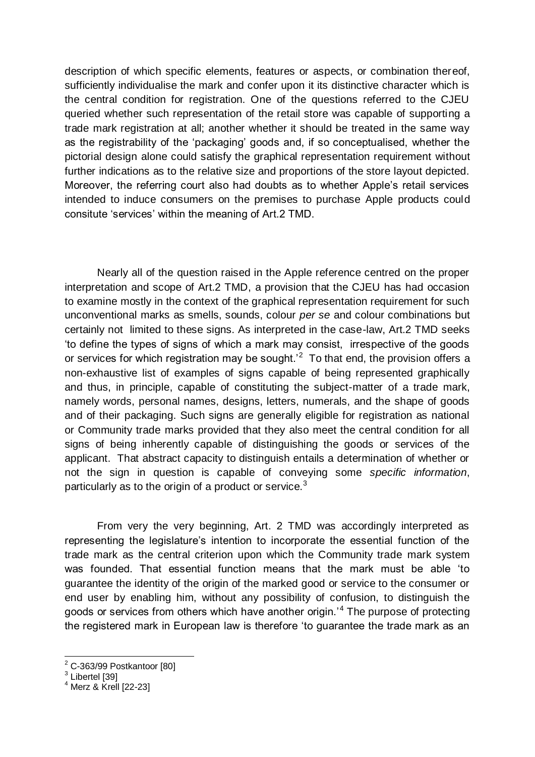description of which specific elements, features or aspects, or combination thereof, sufficiently individualise the mark and confer upon it its distinctive character which is the central condition for registration. One of the questions referred to the CJEU queried whether such representation of the retail store was capable of supporting a trade mark registration at all; another whether it should be treated in the same way as the registrability of the 'packaging' goods and, if so conceptualised, whether the pictorial design alone could satisfy the graphical representation requirement without further indications as to the relative size and proportions of the store layout depicted. Moreover, the referring court also had doubts as to whether Apple's retail services intended to induce consumers on the premises to purchase Apple products could consitute 'services' within the meaning of Art.2 TMD.

Nearly all of the question raised in the Apple reference centred on the proper interpretation and scope of Art.2 TMD, a provision that the CJEU has had occasion to examine mostly in the context of the graphical representation requirement for such unconventional marks as smells, sounds, colour *per se* and colour combinations but certainly not limited to these signs. As interpreted in the case-law, Art.2 TMD seeks 'to define the types of signs of which a mark may consist, irrespective of the goods or services for which registration may be sought.'[2] To that end, the provision offers a non-exhaustive list of examples of signs capable of being represented graphically and thus, in principle, capable of constituting the subject-matter of a trade mark, namely words, personal names, designs, letters, numerals, and the shape of goods and of their packaging. Such signs are generally eligible for registration as national or Community trade marks provided that they also meet the central condition for all signs of being inherently capable of distinguishing the goods or services of the applicant. That abstract capacity to distinguish entails a determination of whether or not the sign in question is capable of conveying some *specific information*, particularly as to the origin of a product or service.[3]

From very the very beginning, Art. 2 TMD was accordingly interpreted as representing the legislature's intention to incorporate the essential function of the trade mark as the central criterion upon which the Community trade mark system was founded. That essential function means that the mark must be able 'to guarantee the identity of the origin of the marked good or service to the consumer or end user by enabling him, without any possibility of confusion, to distinguish the goods or services from others which have another origin.'[4] The purpose of protecting the registered mark in European law is therefore 'to guarantee the trade mark as an

[2] C-363/99 Postkantoor [80]

[3] Libertel [39]

[4] Merz & Krell [22-23]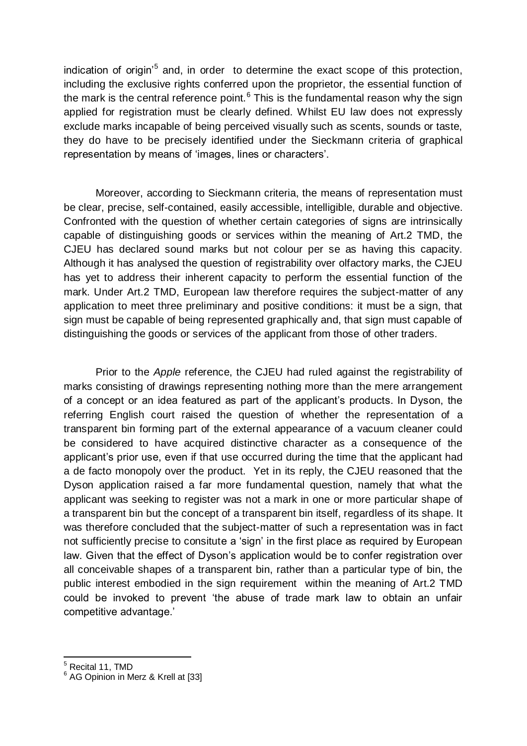indication of origin'[5] and, in order to determine the exact scope of this protection, including the exclusive rights conferred upon the proprietor, the essential function of the mark is the central reference point.[6] This is the fundamental reason why the sign applied for registration must be clearly defined. Whilst EU law does not expressly exclude marks incapable of being perceived visually such as scents, sounds or taste, they do have to be precisely identified under the Sieckmann criteria of graphical representation by means of 'images, lines or characters'.

Moreover, according to Sieckmann criteria, the means of representation must be clear, precise, self-contained, easily accessible, intelligible, durable and objective. Confronted with the question of whether certain categories of signs are intrinsically capable of distinguishing goods or services within the meaning of Art.2 TMD, the CJEU has declared sound marks but not colour per se as having this capacity. Although it has analysed the question of registrability over olfactory marks, the CJEU has yet to address their inherent capacity to perform the essential function of the mark. Under Art.2 TMD, European law therefore requires the subject-matter of any application to meet three preliminary and positive conditions: it must be a sign, that sign must be capable of being represented graphically and, that sign must capable of distinguishing the goods or services of the applicant from those of other traders.

Prior to the *Apple* reference, the CJEU had ruled against the registrability of marks consisting of drawings representing nothing more than the mere arrangement of a concept or an idea featured as part of the applicant's products. In Dyson, the referring English court raised the question of whether the representation of a transparent bin forming part of the external appearance of a vacuum cleaner could be considered to have acquired distinctive character as a consequence of the applicant's prior use, even if that use occurred during the time that the applicant had a de facto monopoly over the product. Yet in its reply, the CJEU reasoned that the Dyson application raised a far more fundamental question, namely that what the applicant was seeking to register was not a mark in one or more particular shape of a transparent bin but the concept of a transparent bin itself, regardless of its shape. It was therefore concluded that the subject-matter of such a representation was in fact not sufficiently precise to consitute a 'sign' in the first place as required by European law. Given that the effect of Dyson's application would be to confer registration over all conceivable shapes of a transparent bin, rather than a particular type of bin, the public interest embodied in the sign requirement within the meaning of Art.2 TMD could be invoked to prevent 'the abuse of trade mark law to obtain an unfair competitive advantage.'

---

[5] Recital 11, TMD

[6] AG Opinion in Merz & Krell at [33]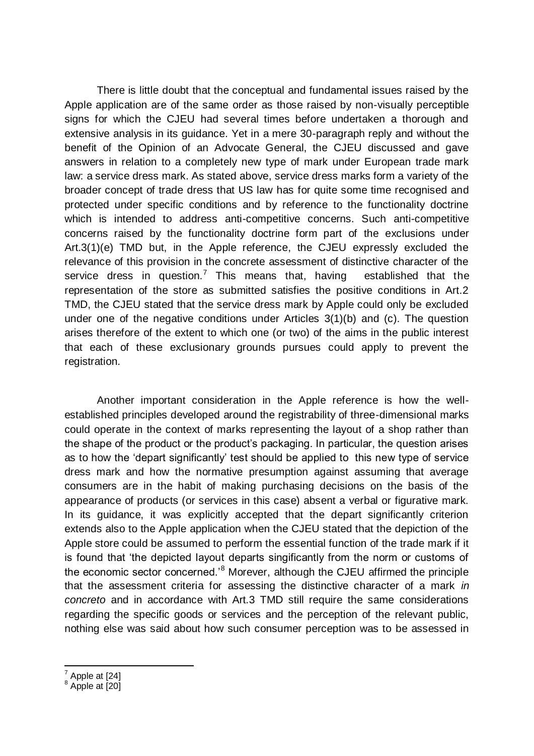There is little doubt that the conceptual and fundamental issues raised by the Apple application are of the same order as those raised by non-visually perceptible signs for which the CJEU had several times before undertaken a thorough and extensive analysis in its guidance. Yet in a mere 30-paragraph reply and without the benefit of the Opinion of an Advocate General, the CJEU discussed and gave answers in relation to a completely new type of mark under European trade mark law: a service dress mark. As stated above, service dress marks form a variety of the broader concept of trade dress that US law has for quite some time recognised and protected under specific conditions and by reference to the functionality doctrine which is intended to address anti-competitive concerns. Such anti-competitive concerns raised by the functionality doctrine form part of the exclusions under Art.3(1)(e) TMD but, in the Apple reference, the CJEU expressly excluded the relevance of this provision in the concrete assessment of distinctive character of the service dress in question.[7] This means that, having established that the representation of the store as submitted satisfies the positive conditions in Art.2 TMD, the CJEU stated that the service dress mark by Apple could only be excluded under one of the negative conditions under Articles 3(1)(b) and (c). The question arises therefore of the extent to which one (or two) of the aims in the public interest that each of these exclusionary grounds pursues could apply to prevent the registration.

Another important consideration in the Apple reference is how the well-established principles developed around the registrability of three-dimensional marks could operate in the context of marks representing the layout of a shop rather than the shape of the product or the product's packaging. In particular, the question arises as to how the 'depart significantly' test should be applied to this new type of service dress mark and how the normative presumption against assuming that average consumers are in the habit of making purchasing decisions on the basis of the appearance of products (or services in this case) absent a verbal or figurative mark. In its guidance, it was explicitly accepted that the depart significantly criterion extends also to the Apple application when the CJEU stated that the depiction of the Apple store could be assumed to perform the essential function of the trade mark if it is found that 'the depicted layout departs singificantly from the norm or customs of the economic sector concerned.'[8] Morever, although the CJEU affirmed the principle that the assessment criteria for assessing the distinctive character of a mark *in concreto* and in accordance with Art.3 TMD still require the same considerations regarding the specific goods or services and the perception of the relevant public, nothing else was said about how such consumer perception was to be assessed in

---

[7] Apple at [24]

[8] Apple at [20]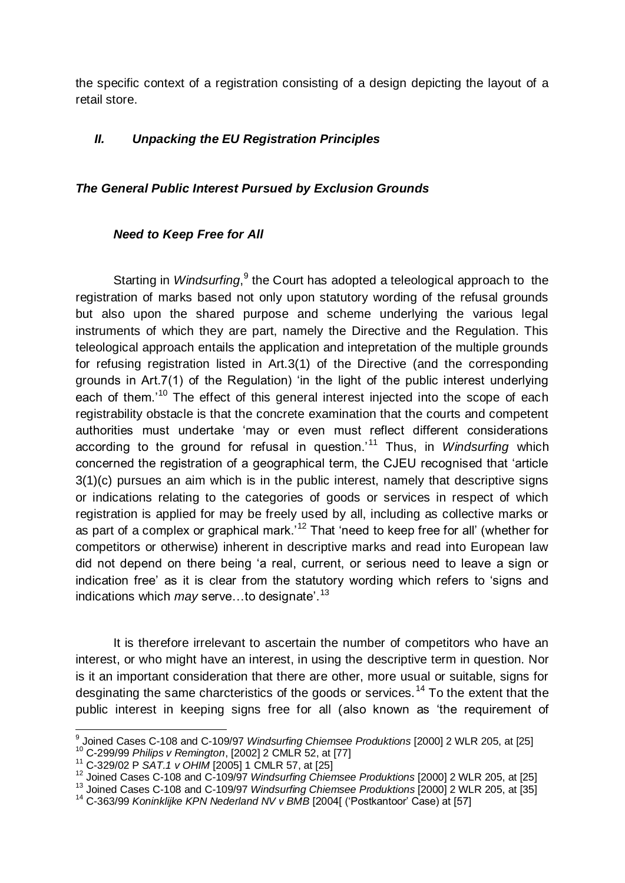the specific context of a registration consisting of a design depicting the layout of a retail store.

## *II. Unpacking the EU Registration Principles*

### *The General Public Interest Pursued by Exclusion Grounds*

#### *Need to Keep Free for All*

Starting in *Windsurfing*,[9] the Court has adopted a teleological approach to the registration of marks based not only upon statutory wording of the refusal grounds but also upon the shared purpose and scheme underlying the various legal instruments of which they are part, namely the Directive and the Regulation. This teleological approach entails the application and intepretation of the multiple grounds for refusing registration listed in Art.3(1) of the Directive (and the corresponding grounds in Art.7(1) of the Regulation) 'in the light of the public interest underlying each of them.'[10] The effect of this general interest injected into the scope of each registrability obstacle is that the concrete examination that the courts and competent authorities must undertake 'may or even must reflect different considerations according to the ground for refusal in question.'[11] Thus, in *Windsurfing* which concerned the registration of a geographical term, the CJEU recognised that 'article 3(1)(c) pursues an aim which is in the public interest, namely that descriptive signs or indications relating to the categories of goods or services in respect of which registration is applied for may be freely used by all, including as collective marks or as part of a complex or graphical mark.'[12] That 'need to keep free for all' (whether for competitors or otherwise) inherent in descriptive marks and read into European law did not depend on there being 'a real, current, or serious need to leave a sign or indication free' as it is clear from the statutory wording which refers to 'signs and indications which *may* serve…to designate'.[13]

It is therefore irrelevant to ascertain the number of competitors who have an interest, or who might have an interest, in using the descriptive term in question. Nor is it an important consideration that there are other, more usual or suitable, signs for desginating the same charcteristics of the goods or services.[14] To the extent that the public interest in keeping signs free for all (also known as 'the requirement of

---

[9] Joined Cases C-108 and C-109/97 *Windsurfing Chiemsee Produktions* [2000] 2 WLR 205, at [25]

[10] C-299/99 *Philips v Remington*, [2002] 2 CMLR 52, at [77]

[11] C-329/02 P *SAT.1 v OHIM* [2005] 1 CMLR 57, at [25]

[12] Joined Cases C-108 and C-109/97 *Windsurfing Chiemsee Produktions* [2000] 2 WLR 205, at [25]

[13] Joined Cases C-108 and C-109/97 *Windsurfing Chiemsee Produktions* [2000] 2 WLR 205, at [35]

[14] C-363/99 *Koninklijke KPN Nederland NV v BMB* [2004[ ('Postkantoor' Case) at [57]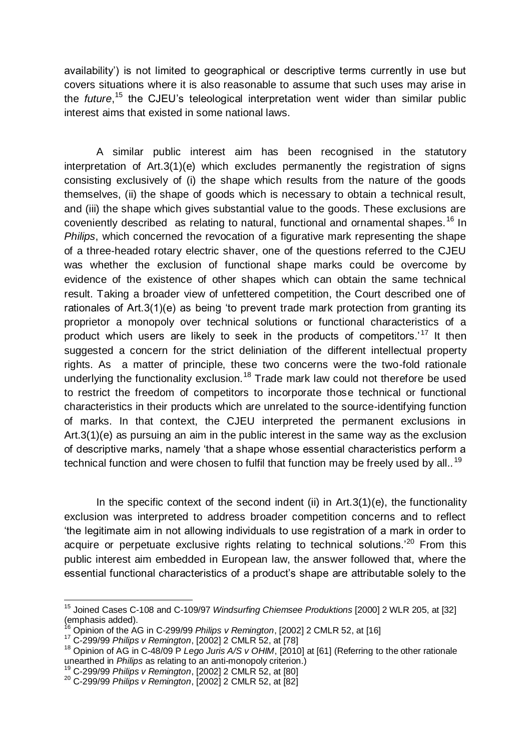availability') is not limited to geographical or descriptive terms currently in use but covers situations where it is also reasonable to assume that such uses may arise in the *future*,[15] the CJEU's teleological interpretation went wider than similar public interest aims that existed in some national laws.

A similar public interest aim has been recognised in the statutory interpretation of Art.3(1)(e) which excludes permanently the registration of signs consisting exclusively of (i) the shape which results from the nature of the goods themselves, (ii) the shape of goods which is necessary to obtain a technical result, and (iii) the shape which gives substantial value to the goods. These exclusions are coveniently described as relating to natural, functional and ornamental shapes.[16] In *Philips*, which concerned the revocation of a figurative mark representing the shape of a three-headed rotary electric shaver, one of the questions referred to the CJEU was whether the exclusion of functional shape marks could be overcome by evidence of the existence of other shapes which can obtain the same technical result. Taking a broader view of unfettered competition, the Court described one of rationales of Art.3(1)(e) as being 'to prevent trade mark protection from granting its proprietor a monopoly over technical solutions or functional characteristics of a product which users are likely to seek in the products of competitors.'[17] It then suggested a concern for the strict deliniation of the different intellectual property rights. As a matter of principle, these two concerns were the two-fold rationale underlying the functionality exclusion.[18] Trade mark law could not therefore be used to restrict the freedom of competitors to incorporate those technical or functional characteristics in their products which are unrelated to the source-identifying function of marks. In that context, the CJEU interpreted the permanent exclusions in Art.3(1)(e) as pursuing an aim in the public interest in the same way as the exclusion of descriptive marks, namely 'that a shape whose essential characteristics perform a technical function and were chosen to fulfil that function may be freely used by all..[19]

In the specific context of the second indent (ii) in Art.3(1)(e), the functionality exclusion was interpreted to address broader competition concerns and to reflect 'the legitimate aim in not allowing individuals to use registration of a mark in order to acquire or perpetuate exclusive rights relating to technical solutions.'[20] From this public interest aim embedded in European law, the answer followed that, where the essential functional characteristics of a product's shape are attributable solely to the

---

[15] Joined Cases C-108 and C-109/97 *Windsurfing Chiemsee Produktions* [2000] 2 WLR 205, at [32] (emphasis added).

[16] Opinion of the AG in C-299/99 *Philips v Remington*, [2002] 2 CMLR 52, at [16]

[17] C-299/99 *Philips v Remington*, [2002] 2 CMLR 52, at [78]

[18] Opinion of AG in C-48/09 P *Lego Juris A/S v OHIM*, [2010] at [61] (Referring to the other rationale unearthed in *Philips* as relating to an anti-monopoly criterion.)

[19] C-299/99 *Philips v Remington*, [2002] 2 CMLR 52, at [80]

[20] C-299/99 *Philips v Remington*, [2002] 2 CMLR 52, at [82]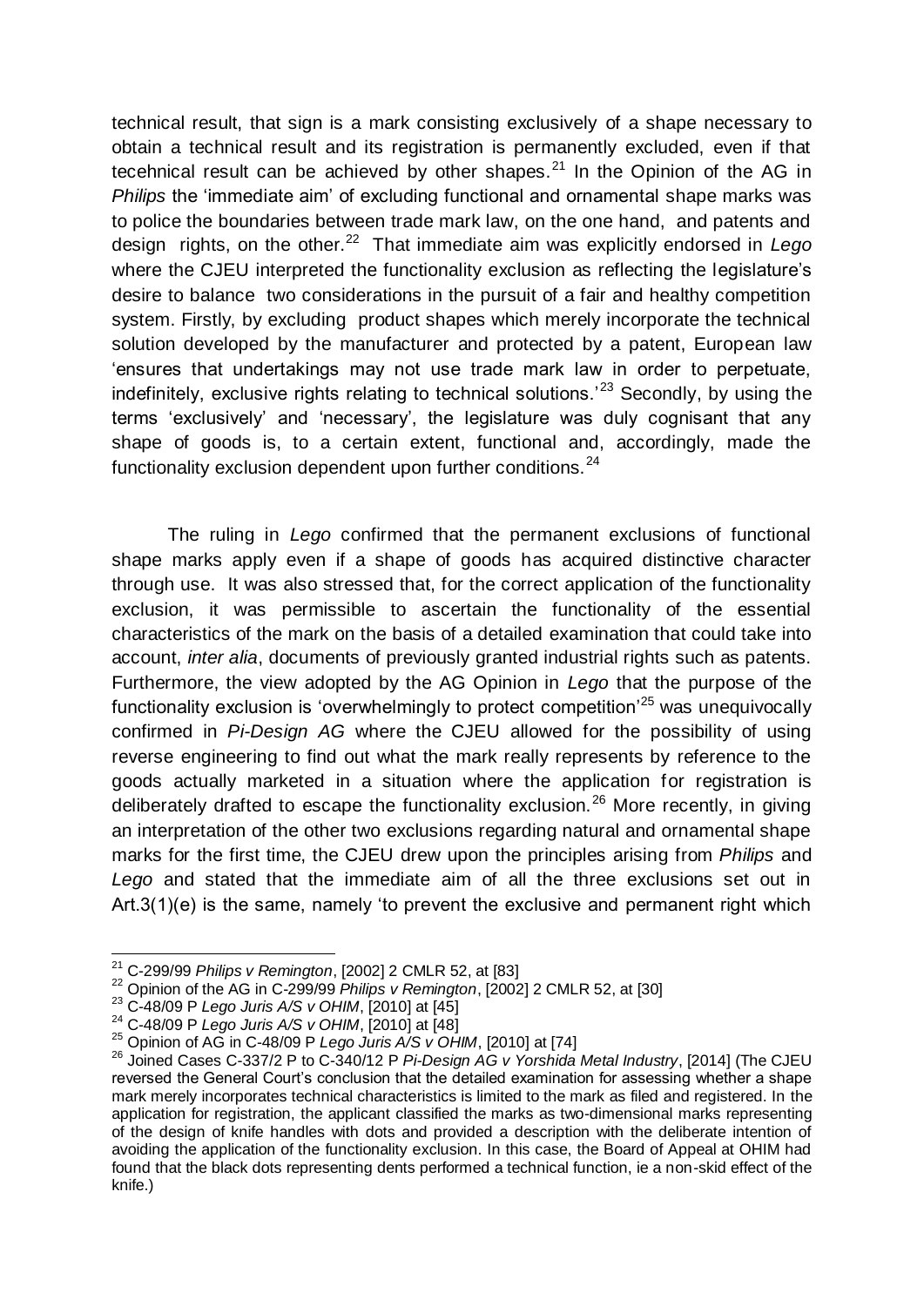technical result, that sign is a mark consisting exclusively of a shape necessary to obtain a technical result and its registration is permanently excluded, even if that tecehnical result can be achieved by other shapes.[21] In the Opinion of the AG in *Philips* the 'immediate aim' of excluding functional and ornamental shape marks was to police the boundaries between trade mark law, on the one hand, and patents and design rights, on the other.[22] That immediate aim was explicitly endorsed in *Lego* where the CJEU interpreted the functionality exclusion as reflecting the legislature's desire to balance two considerations in the pursuit of a fair and healthy competition system. Firstly, by excluding product shapes which merely incorporate the technical solution developed by the manufacturer and protected by a patent, European law 'ensures that undertakings may not use trade mark law in order to perpetuate, indefinitely, exclusive rights relating to technical solutions.'[23] Secondly, by using the terms 'exclusively' and 'necessary', the legislature was duly cognisant that any shape of goods is, to a certain extent, functional and, accordingly, made the functionality exclusion dependent upon further conditions.[24]

The ruling in *Lego* confirmed that the permanent exclusions of functional shape marks apply even if a shape of goods has acquired distinctive character through use. It was also stressed that, for the correct application of the functionality exclusion, it was permissible to ascertain the functionality of the essential characteristics of the mark on the basis of a detailed examination that could take into account, *inter alia*, documents of previously granted industrial rights such as patents. Furthermore, the view adopted by the AG Opinion in *Lego* that the purpose of the functionality exclusion is 'overwhelmingly to protect competition'[25] was unequivocally confirmed in *Pi-Design AG* where the CJEU allowed for the possibility of using reverse engineering to find out what the mark really represents by reference to the goods actually marketed in a situation where the application for registration is deliberately drafted to escape the functionality exclusion.[26] More recently, in giving an interpretation of the other two exclusions regarding natural and ornamental shape marks for the first time, the CJEU drew upon the principles arising from *Philips* and *Lego* and stated that the immediate aim of all the three exclusions set out in Art.3(1)(e) is the same, namely 'to prevent the exclusive and permanent right which

---

[21] C-299/99 *Philips v Remington*, [2002] 2 CMLR 52, at [83]

[22] Opinion of the AG in C-299/99 *Philips v Remington*, [2002] 2 CMLR 52, at [30]

[23] C-48/09 P *Lego Juris A/S v OHIM*, [2010] at [45]

[24] C-48/09 P *Lego Juris A/S v OHIM*, [2010] at [48]

[25] Opinion of AG in C-48/09 P *Lego Juris A/S v OHIM*, [2010] at [74]

[26] Joined Cases C-337/2 P to C-340/12 P *Pi-Design AG v Yorshida Metal Industry*, [2014] (The CJEU reversed the General Court's conclusion that the detailed examination for assessing whether a shape mark merely incorporates technical characteristics is limited to the mark as filed and registered. In the application for registration, the applicant classified the marks as two-dimensional marks representing of the design of knife handles with dots and provided a description with the deliberate intention of avoiding the application of the functionality exclusion. In this case, the Board of Appeal at OHIM had found that the black dots representing dents performed a technical function, ie a non-skid effect of the knife.)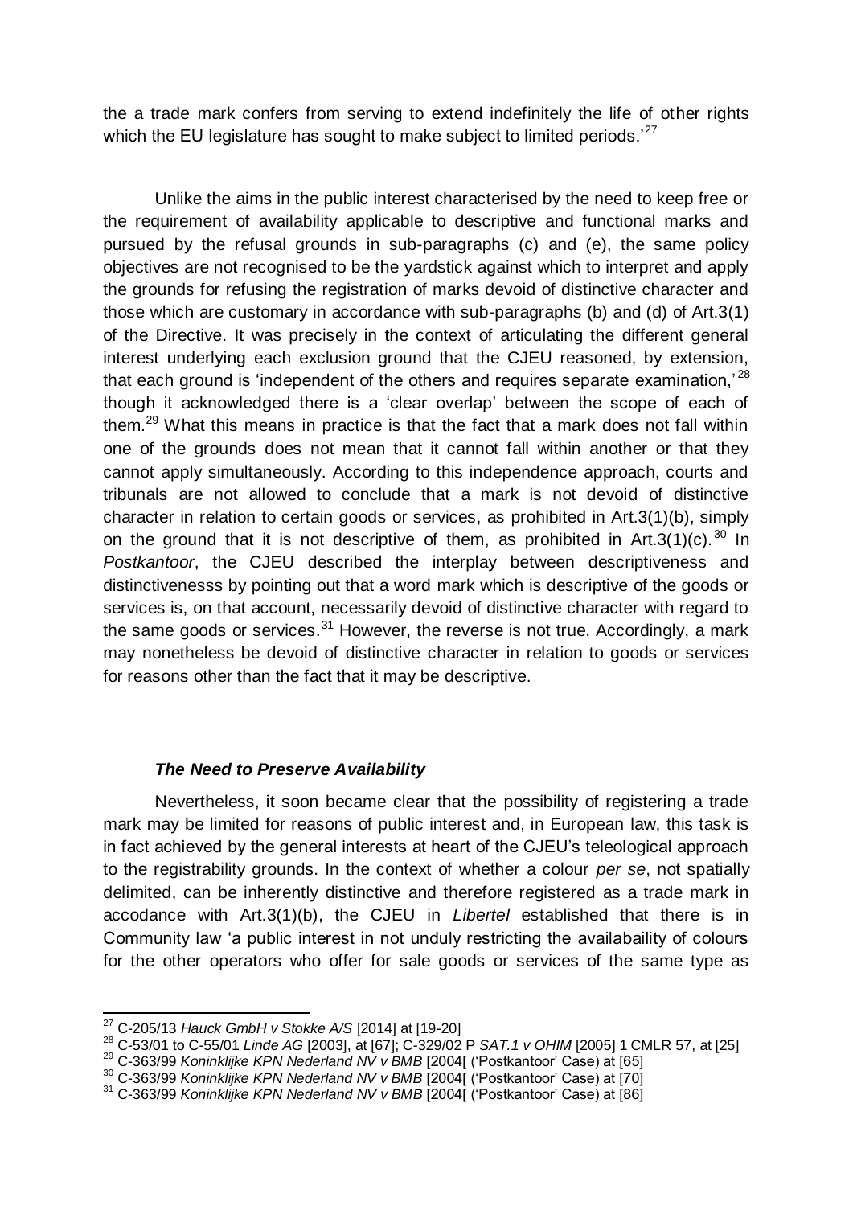the a trade mark confers from serving to extend indefinitely the life of other rights which the EU legislature has sought to make subject to limited periods.'[27]

Unlike the aims in the public interest characterised by the need to keep free or the requirement of availability applicable to descriptive and functional marks and pursued by the refusal grounds in sub-paragraphs (c) and (e), the same policy objectives are not recognised to be the yardstick against which to interpret and apply the grounds for refusing the registration of marks devoid of distinctive character and those which are customary in accordance with sub-paragraphs (b) and (d) of Art.3(1) of the Directive. It was precisely in the context of articulating the different general interest underlying each exclusion ground that the CJEU reasoned, by extension, that each ground is 'independent of the others and requires separate examination,'[28] though it acknowledged there is a 'clear overlap' between the scope of each of them.[29] What this means in practice is that the fact that a mark does not fall within one of the grounds does not mean that it cannot fall within another or that they cannot apply simultaneously. According to this independence approach, courts and tribunals are not allowed to conclude that a mark is not devoid of distinctive character in relation to certain goods or services, as prohibited in Art.3(1)(b), simply on the ground that it is not descriptive of them, as prohibited in Art.3(1)(c).[30] In *Postkantoor*, the CJEU described the interplay between descriptiveness and distinctivenesss by pointing out that a word mark which is descriptive of the goods or services is, on that account, necessarily devoid of distinctive character with regard to the same goods or services.[31] However, the reverse is not true. Accordingly, a mark may nonetheless be devoid of distinctive character in relation to goods or services for reasons other than the fact that it may be descriptive.

### ***The Need to Preserve Availability***

Nevertheless, it soon became clear that the possibility of registering a trade mark may be limited for reasons of public interest and, in European law, this task is in fact achieved by the general interests at heart of the CJEU's teleological approach to the registrability grounds. In the context of whether a colour *per se*, not spatially delimited, can be inherently distinctive and therefore registered as a trade mark in accodance with Art.3(1)(b), the CJEU in *Libertel* established that there is in Community law 'a public interest in not unduly restricting the availabaility of colours for the other operators who offer for sale goods or services of the same type as

---

[27] C-205/13 *Hauck GmbH v Stokke A/S* [2014] at [19-20]

[28] C-53/01 to C-55/01 *Linde AG* [2003], at [67]; C-329/02 P *SAT.1 v OHIM* [2005] 1 CMLR 57, at [25]

[29] C-363/99 *Koninklijke KPN Nederland NV v BMB* [2004[ ('Postkantoor' Case) at [65]

[30] C-363/99 *Koninklijke KPN Nederland NV v BMB* [2004[ ('Postkantoor' Case) at [70]

[31] C-363/99 *Koninklijke KPN Nederland NV v BMB* [2004[ ('Postkantoor' Case) at [86]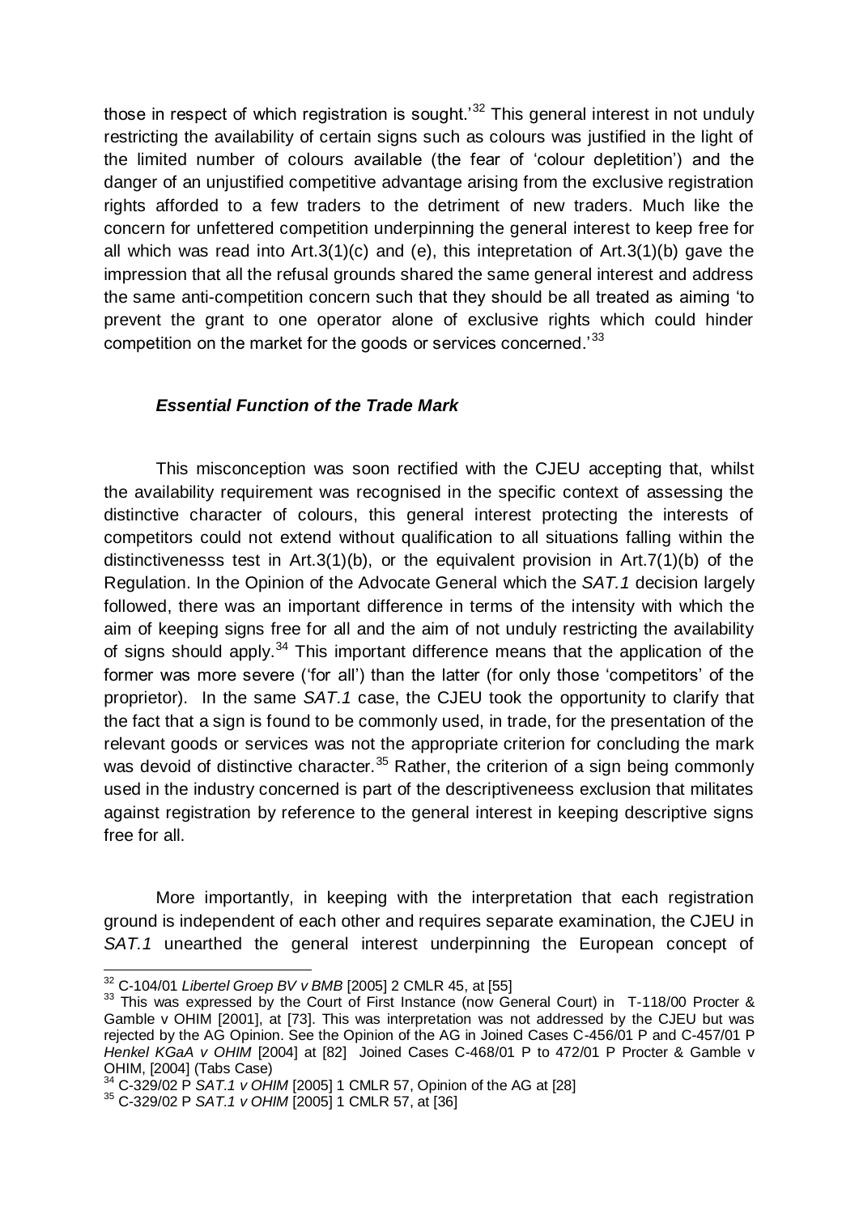those in respect of which registration is sought.'[32] This general interest in not unduly restricting the availability of certain signs such as colours was justified in the light of the limited number of colours available (the fear of 'colour depletition') and the danger of an unjustified competitive advantage arising from the exclusive registration rights afforded to a few traders to the detriment of new traders. Much like the concern for unfettered competition underpinning the general interest to keep free for all which was read into Art.3(1)(c) and (e), this intepretation of Art.3(1)(b) gave the impression that all the refusal grounds shared the same general interest and address the same anti-competition concern such that they should be all treated as aiming 'to prevent the grant to one operator alone of exclusive rights which could hinder competition on the market for the goods or services concerned.'[33]

### *Essential Function of the Trade Mark*

This misconception was soon rectified with the CJEU accepting that, whilst the availability requirement was recognised in the specific context of assessing the distinctive character of colours, this general interest protecting the interests of competitors could not extend without qualification to all situations falling within the distinctivenesss test in Art.3(1)(b), or the equivalent provision in Art.7(1)(b) of the Regulation. In the Opinion of the Advocate General which the *SAT.1* decision largely followed, there was an important difference in terms of the intensity with which the aim of keeping signs free for all and the aim of not unduly restricting the availability of signs should apply.[34] This important difference means that the application of the former was more severe ('for all') than the latter (for only those 'competitors' of the proprietor). In the same *SAT.1* case, the CJEU took the opportunity to clarify that the fact that a sign is found to be commonly used, in trade, for the presentation of the relevant goods or services was not the appropriate criterion for concluding the mark was devoid of distinctive character.[35] Rather, the criterion of a sign being commonly used in the industry concerned is part of the descriptiveneess exclusion that militates against registration by reference to the general interest in keeping descriptive signs free for all.

More importantly, in keeping with the interpretation that each registration ground is independent of each other and requires separate examination, the CJEU in *SAT.1* unearthed the general interest underpinning the European concept of

---

[32] C-104/01 *Libertel Groep BV v BMB* [2005] 2 CMLR 45, at [55]

[33] This was expressed by the Court of First Instance (now General Court) in T-118/00 Procter & Gamble v OHIM [2001], at [73]. This was interpretation was not addressed by the CJEU but was rejected by the AG Opinion. See the Opinion of the AG in Joined Cases C-456/01 P and C-457/01 P *Henkel KGaA v OHIM* [2004] at [82] Joined Cases C-468/01 P to 472/01 P Procter & Gamble v OHIM, [2004] (Tabs Case)

[34] C-329/02 P *SAT.1 v OHIM* [2005] 1 CMLR 57, Opinion of the AG at [28]

[35] C-329/02 P *SAT.1 v OHIM* [2005] 1 CMLR 57, at [36]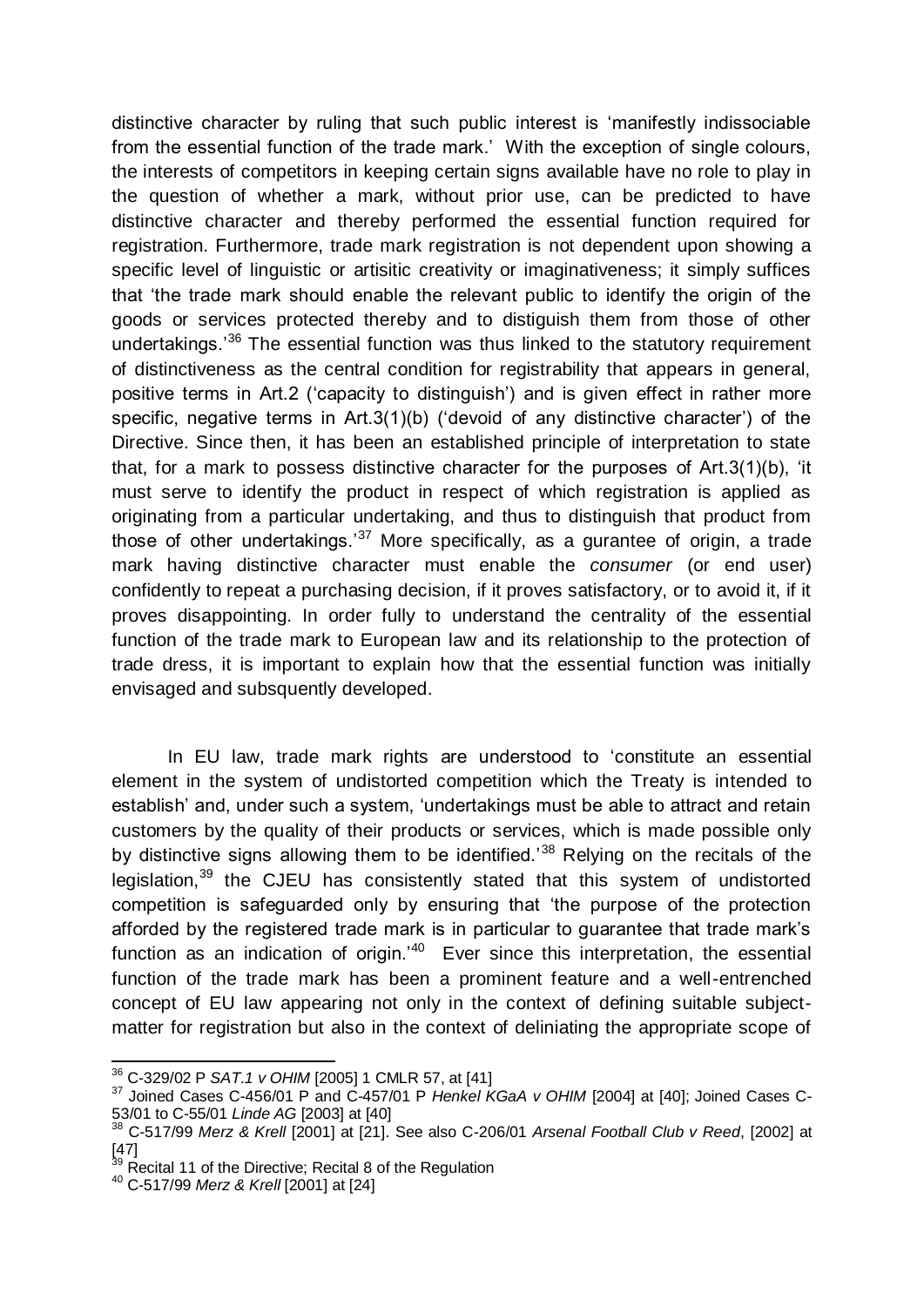distinctive character by ruling that such public interest is 'manifestly indissociable from the essential function of the trade mark.' With the exception of single colours, the interests of competitors in keeping certain signs available have no role to play in the question of whether a mark, without prior use, can be predicted to have distinctive character and thereby performed the essential function required for registration. Furthermore, trade mark registration is not dependent upon showing a specific level of linguistic or artisitic creativity or imaginativeness; it simply suffices that 'the trade mark should enable the relevant public to identify the origin of the goods or services protected thereby and to distiguish them from those of other undertakings.'[36] The essential function was thus linked to the statutory requirement of distinctiveness as the central condition for registrability that appears in general, positive terms in Art.2 ('capacity to distinguish') and is given effect in rather more specific, negative terms in Art.3(1)(b) ('devoid of any distinctive character') of the Directive. Since then, it has been an established principle of interpretation to state that, for a mark to possess distinctive character for the purposes of Art.3(1)(b), 'it must serve to identify the product in respect of which registration is applied as originating from a particular undertaking, and thus to distinguish that product from those of other undertakings.'[37] More specifically, as a gurantee of origin, a trade mark having distinctive character must enable the *consumer* (or end user) confidently to repeat a purchasing decision, if it proves satisfactory, or to avoid it, if it proves disappointing. In order fully to understand the centrality of the essential function of the trade mark to European law and its relationship to the protection of trade dress, it is important to explain how that the essential function was initially envisaged and subsquently developed.

In EU law, trade mark rights are understood to 'constitute an essential element in the system of undistorted competition which the Treaty is intended to establish' and, under such a system, 'undertakings must be able to attract and retain customers by the quality of their products or services, which is made possible only by distinctive signs allowing them to be identified.'[38] Relying on the recitals of the legislation,[39] the CJEU has consistently stated that this system of undistorted competition is safeguarded only by ensuring that 'the purpose of the protection afforded by the registered trade mark is in particular to guarantee that trade mark's function as an indication of origin.'[40] Ever since this interpretation, the essential function of the trade mark has been a prominent feature and a well-entrenched concept of EU law appearing not only in the context of defining suitable subject-matter for registration but also in the context of deliniating the appropriate scope of

---

[36] C-329/02 P *SAT.1 v OHIM* [2005] 1 CMLR 57, at [41]

[37] Joined Cases C-456/01 P and C-457/01 P *Henkel KGaA v OHIM* [2004] at [40]; Joined Cases C-53/01 to C-55/01 *Linde AG* [2003] at [40]

[38] C-517/99 *Merz & Krell* [2001] at [21]. See also C-206/01 *Arsenal Football Club v Reed*, [2002] at [47]

[39] Recital 11 of the Directive; Recital 8 of the Regulation

[40] C-517/99 *Merz & Krell* [2001] at [24]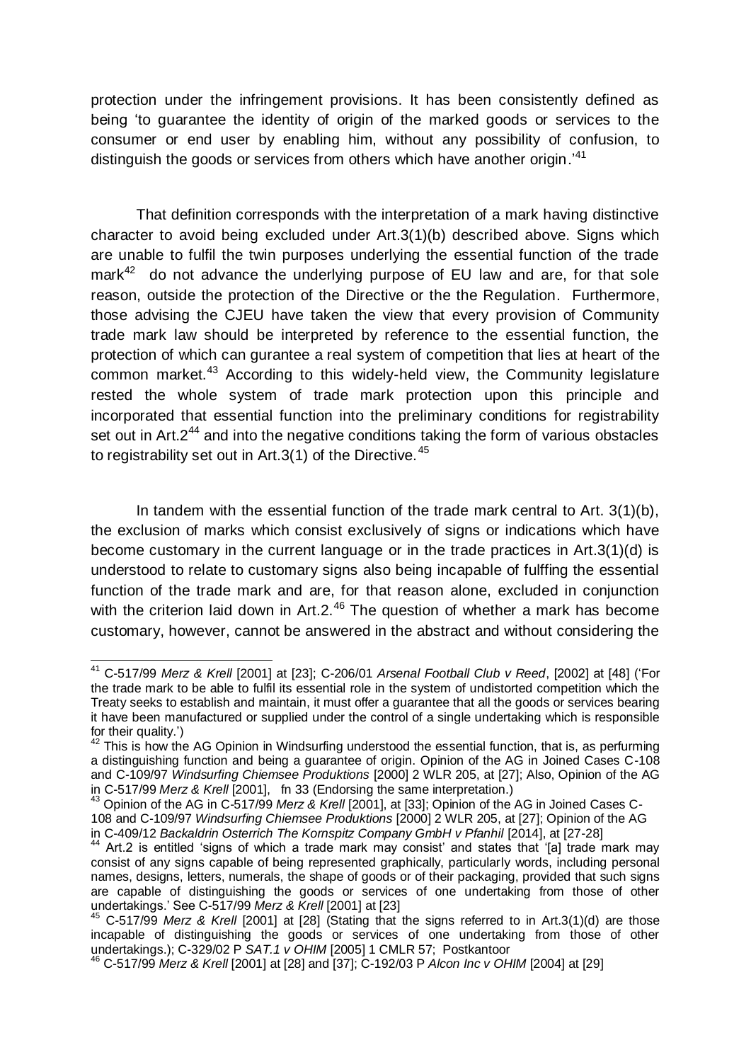protection under the infringement provisions. It has been consistently defined as being 'to guarantee the identity of origin of the marked goods or services to the consumer or end user by enabling him, without any possibility of confusion, to distinguish the goods or services from others which have another origin.'[41]

That definition corresponds with the interpretation of a mark having distinctive character to avoid being excluded under Art.3(1)(b) described above. Signs which are unable to fulfil the twin purposes underlying the essential function of the trade mark[42] do not advance the underlying purpose of EU law and are, for that sole reason, outside the protection of the Directive or the the Regulation. Furthermore, those advising the CJEU have taken the view that every provision of Community trade mark law should be interpreted by reference to the essential function, the protection of which can gurantee a real system of competition that lies at heart of the common market.[43] According to this widely-held view, the Community legislature rested the whole system of trade mark protection upon this principle and incorporated that essential function into the preliminary conditions for registrability set out in Art.2[44] and into the negative conditions taking the form of various obstacles to registrability set out in Art.3(1) of the Directive.[45]

In tandem with the essential function of the trade mark central to Art. 3(1)(b), the exclusion of marks which consist exclusively of signs or indications which have become customary in the current language or in the trade practices in Art.3(1)(d) is understood to relate to customary signs also being incapable of fulffing the essential function of the trade mark and are, for that reason alone, excluded in conjunction with the criterion laid down in Art.2.[46] The question of whether a mark has become customary, however, cannot be answered in the abstract and without considering the

---

[41] C-517/99 *Merz & Krell* [2001] at [23]; C-206/01 *Arsenal Football Club v Reed*, [2002] at [48] ('For the trade mark to be able to fulfil its essential role in the system of undistorted competition which the Treaty seeks to establish and maintain, it must offer a guarantee that all the goods or services bearing it have been manufactured or supplied under the control of a single undertaking which is responsible for their quality.')

[42] This is how the AG Opinion in Windsurfing understood the essential function, that is, as perfurming a distinguishing function and being a guarantee of origin. Opinion of the AG in Joined Cases C-108 and C-109/97 *Windsurfing Chiemsee Produktions* [2000] 2 WLR 205, at [27]; Also, Opinion of the AG in C-517/99 *Merz & Krell* [2001], fn 33 (Endorsing the same interpretation.)

[43] Opinion of the AG in C-517/99 *Merz & Krell* [2001], at [33]; Opinion of the AG in Joined Cases C-108 and C-109/97 *Windsurfing Chiemsee Produktions* [2000] 2 WLR 205, at [27]; Opinion of the AG in C-409/12 *Backaldrin Osterrich The Kornspitz Company GmbH v Pfanhil* [2014], at [27-28]

[44] Art.2 is entitled 'signs of which a trade mark may consist' and states that '[a] trade mark may consist of any signs capable of being represented graphically, particularly words, including personal names, designs, letters, numerals, the shape of goods or of their packaging, provided that such signs are capable of distinguishing the goods or services of one undertaking from those of other undertakings.' See C-517/99 *Merz & Krell* [2001] at [23]

[45] C-517/99 *Merz & Krell* [2001] at [28] (Stating that the signs referred to in Art.3(1)(d) are those incapable of distinguishing the goods or services of one undertaking from those of other undertakings.); C-329/02 P *SAT.1 v OHIM* [2005] 1 CMLR 57; Postkantoor

[46] C-517/99 *Merz & Krell* [2001] at [28] and [37]; C-192/03 P *Alcon Inc v OHIM* [2004] at [29]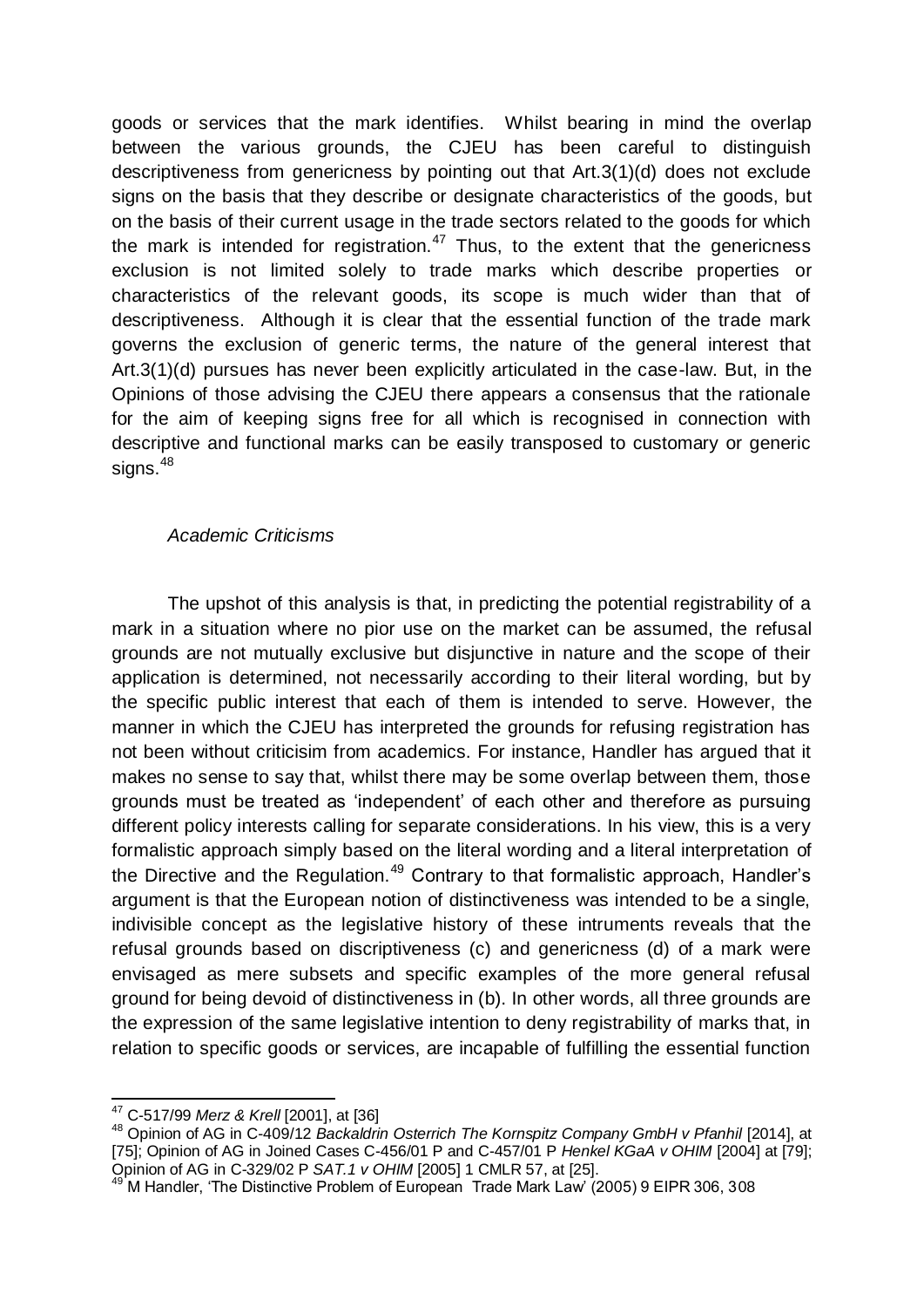goods or services that the mark identifies. Whilst bearing in mind the overlap between the various grounds, the CJEU has been careful to distinguish descriptiveness from genericness by pointing out that Art.3(1)(d) does not exclude signs on the basis that they describe or designate characteristics of the goods, but on the basis of their current usage in the trade sectors related to the goods for which the mark is intended for registration.[47] Thus, to the extent that the genericness exclusion is not limited solely to trade marks which describe properties or characteristics of the relevant goods, its scope is much wider than that of descriptiveness. Although it is clear that the essential function of the trade mark governs the exclusion of generic terms, the nature of the general interest that Art.3(1)(d) pursues has never been explicitly articulated in the case-law. But, in the Opinions of those advising the CJEU there appears a consensus that the rationale for the aim of keeping signs free for all which is recognised in connection with descriptive and functional marks can be easily transposed to customary or generic signs.[48]

*Academic Criticisms*

The upshot of this analysis is that, in predicting the potential registrability of a mark in a situation where no pior use on the market can be assumed, the refusal grounds are not mutually exclusive but disjunctive in nature and the scope of their application is determined, not necessarily according to their literal wording, but by the specific public interest that each of them is intended to serve. However, the manner in which the CJEU has interpreted the grounds for refusing registration has not been without criticisim from academics. For instance, Handler has argued that it makes no sense to say that, whilst there may be some overlap between them, those grounds must be treated as 'independent' of each other and therefore as pursuing different policy interests calling for separate considerations. In his view, this is a very formalistic approach simply based on the literal wording and a literal interpretation of the Directive and the Regulation.[49] Contrary to that formalistic approach, Handler's argument is that the European notion of distinctiveness was intended to be a single, indivisible concept as the legislative history of these intruments reveals that the refusal grounds based on discriptiveness (c) and genericness (d) of a mark were envisaged as mere subsets and specific examples of the more general refusal ground for being devoid of distinctiveness in (b). In other words, all three grounds are the expression of the same legislative intention to deny registrability of marks that, in relation to specific goods or services, are incapable of fulfilling the essential function

---

[47] C-517/99 *Merz & Krell* [2001], at [36]

[48] Opinion of AG in C-409/12 *Backaldrin Osterrich The Kornspitz Company GmbH v Pfanhil* [2014], at [75]; Opinion of AG in Joined Cases C-456/01 P and C-457/01 P *Henkel KGaA v OHIM* [2004] at [79]; Opinion of AG in C-329/02 P *SAT.1 v OHIM* [2005] 1 CMLR 57, at [25].

[49] M Handler, 'The Distinctive Problem of European Trade Mark Law' (2005) 9 EIPR 306, 308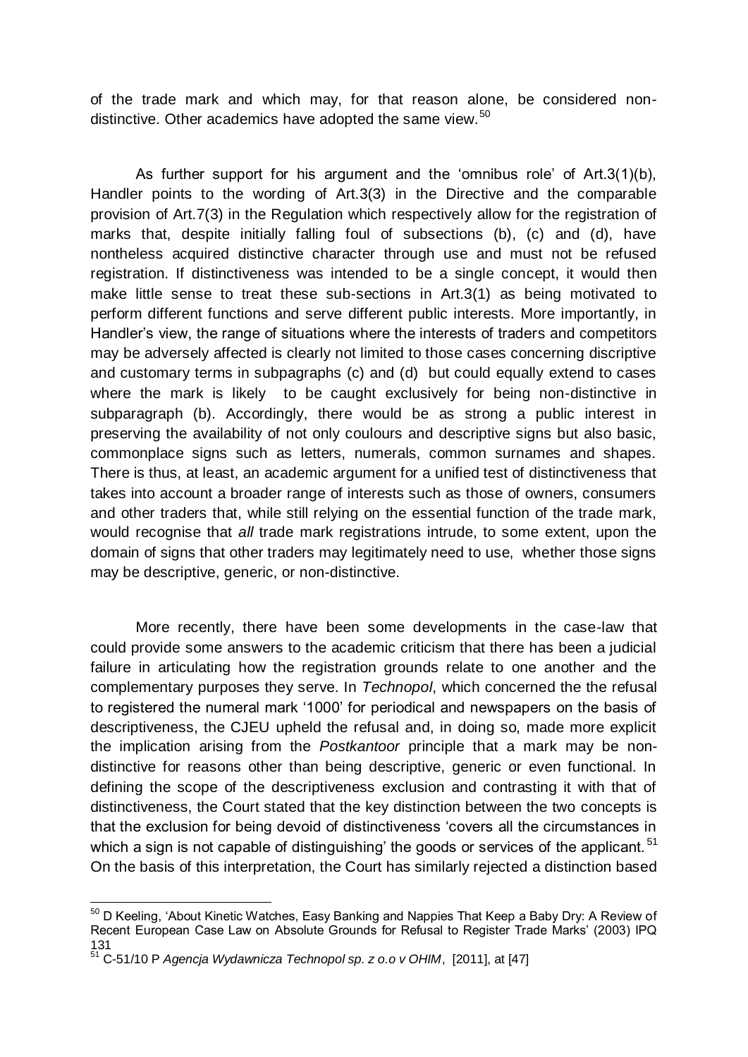of the trade mark and which may, for that reason alone, be considered non-distinctive. Other academics have adopted the same view.[50]

As further support for his argument and the 'omnibus role' of Art.3(1)(b), Handler points to the wording of Art.3(3) in the Directive and the comparable provision of Art.7(3) in the Regulation which respectively allow for the registration of marks that, despite initially falling foul of subsections (b), (c) and (d), have nontheless acquired distinctive character through use and must not be refused registration. If distinctiveness was intended to be a single concept, it would then make little sense to treat these sub-sections in Art.3(1) as being motivated to perform different functions and serve different public interests. More importantly, in Handler's view, the range of situations where the interests of traders and competitors may be adversely affected is clearly not limited to those cases concerning discriptive and customary terms in subpagraphs (c) and (d) but could equally extend to cases where the mark is likely to be caught exclusively for being non-distinctive in subparagraph (b). Accordingly, there would be as strong a public interest in preserving the availability of not only coulours and descriptive signs but also basic, commonplace signs such as letters, numerals, common surnames and shapes. There is thus, at least, an academic argument for a unified test of distinctiveness that takes into account a broader range of interests such as those of owners, consumers and other traders that, while still relying on the essential function of the trade mark, would recognise that *all* trade mark registrations intrude, to some extent, upon the domain of signs that other traders may legitimately need to use, whether those signs may be descriptive, generic, or non-distinctive.

More recently, there have been some developments in the case-law that could provide some answers to the academic criticism that there has been a judicial failure in articulating how the registration grounds relate to one another and the complementary purposes they serve. In *Technopol*, which concerned the the refusal to registered the numeral mark '1000' for periodical and newspapers on the basis of descriptiveness, the CJEU upheld the refusal and, in doing so, made more explicit the implication arising from the *Postkantoor* principle that a mark may be non-distinctive for reasons other than being descriptive, generic or even functional. In defining the scope of the descriptiveness exclusion and contrasting it with that of distinctiveness, the Court stated that the key distinction between the two concepts is that the exclusion for being devoid of distinctiveness 'covers all the circumstances in which a sign is not capable of distinguishing' the goods or services of the applicant.[51] On the basis of this interpretation, the Court has similarly rejected a distinction based

---

[50] D Keeling, 'About Kinetic Watches, Easy Banking and Nappies That Keep a Baby Dry: A Review of Recent European Case Law on Absolute Grounds for Refusal to Register Trade Marks' (2003) IPQ 131

[51] C-51/10 P *Agencja Wydawnicza Technopol sp. z o.o v OHIM*, [2011], at [47]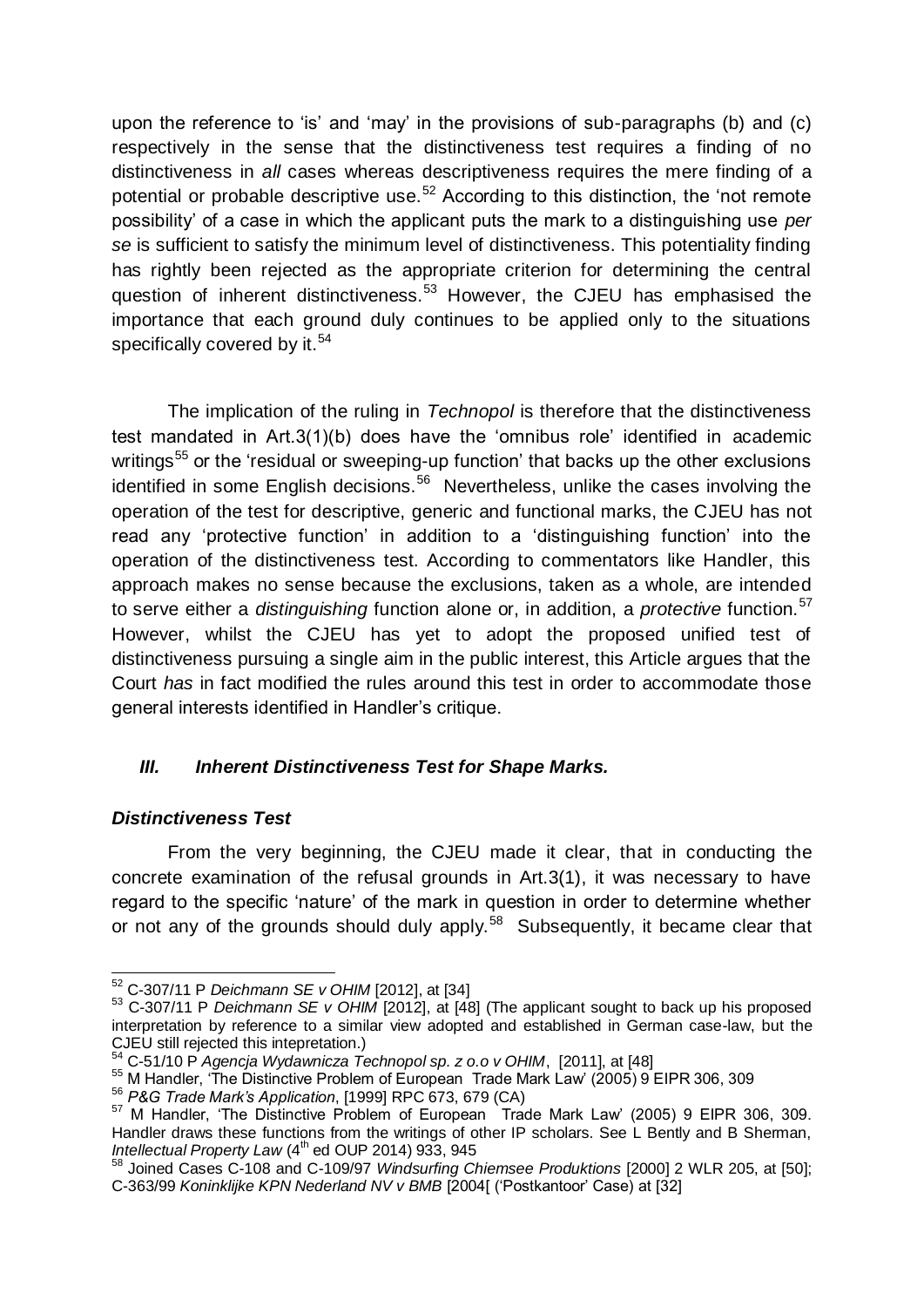upon the reference to 'is' and 'may' in the provisions of sub-paragraphs (b) and (c) respectively in the sense that the distinctiveness test requires a finding of no distinctiveness in *all* cases whereas descriptiveness requires the mere finding of a potential or probable descriptive use.[52] According to this distinction, the 'not remote possibility' of a case in which the applicant puts the mark to a distinguishing use *per se* is sufficient to satisfy the minimum level of distinctiveness. This potentiality finding has rightly been rejected as the appropriate criterion for determining the central question of inherent distinctiveness.[53] However, the CJEU has emphasised the importance that each ground duly continues to be applied only to the situations specifically covered by it.[54]

The implication of the ruling in *Technopol* is therefore that the distinctiveness test mandated in Art.3(1)(b) does have the 'omnibus role' identified in academic writings[55] or the 'residual or sweeping-up function' that backs up the other exclusions identified in some English decisions.[56] Nevertheless, unlike the cases involving the operation of the test for descriptive, generic and functional marks, the CJEU has not read any 'protective function' in addition to a 'distinguishing function' into the operation of the distinctiveness test. According to commentators like Handler, this approach makes no sense because the exclusions, taken as a whole, are intended to serve either a *distinguishing* function alone or, in addition, a *protective* function.[57] However, whilst the CJEU has yet to adopt the proposed unified test of distinctiveness pursuing a single aim in the public interest, this Article argues that the Court *has* in fact modified the rules around this test in order to accommodate those general interests identified in Handler's critique.

### *III. Inherent Distinctiveness Test for Shape Marks.*

#### *Distinctiveness Test*

From the very beginning, the CJEU made it clear, that in conducting the concrete examination of the refusal grounds in Art.3(1), it was necessary to have regard to the specific 'nature' of the mark in question in order to determine whether or not any of the grounds should duly apply.[58] Subsequently, it became clear that

---

[52] C-307/11 P *Deichmann SE v OHIM* [2012], at [34]

[53] C-307/11 P *Deichmann SE v OHIM* [2012], at [48] (The applicant sought to back up his proposed interpretation by reference to a similar view adopted and established in German case-law, but the CJEU still rejected this intepretation.)

[54] C-51/10 P *Agencja Wydawnicza Technopol sp. z o.o v OHIM*, [2011], at [48]

[55] M Handler, 'The Distinctive Problem of European Trade Mark Law' (2005) 9 EIPR 306, 309

[56] *P&G Trade Mark's Application*, [1999] RPC 673, 679 (CA)

[57] M Handler, 'The Distinctive Problem of European Trade Mark Law' (2005) 9 EIPR 306, 309. Handler draws these functions from the writings of other IP scholars. See L Bently and B Sherman, *Intellectual Property Law* (4th ed OUP 2014) 933, 945

[58] Joined Cases C-108 and C-109/97 *Windsurfing Chiemsee Produktions* [2000] 2 WLR 205, at [50]; C-363/99 *Koninklijke KPN Nederland NV v BMB* [2004[ ('Postkantoor' Case) at [32]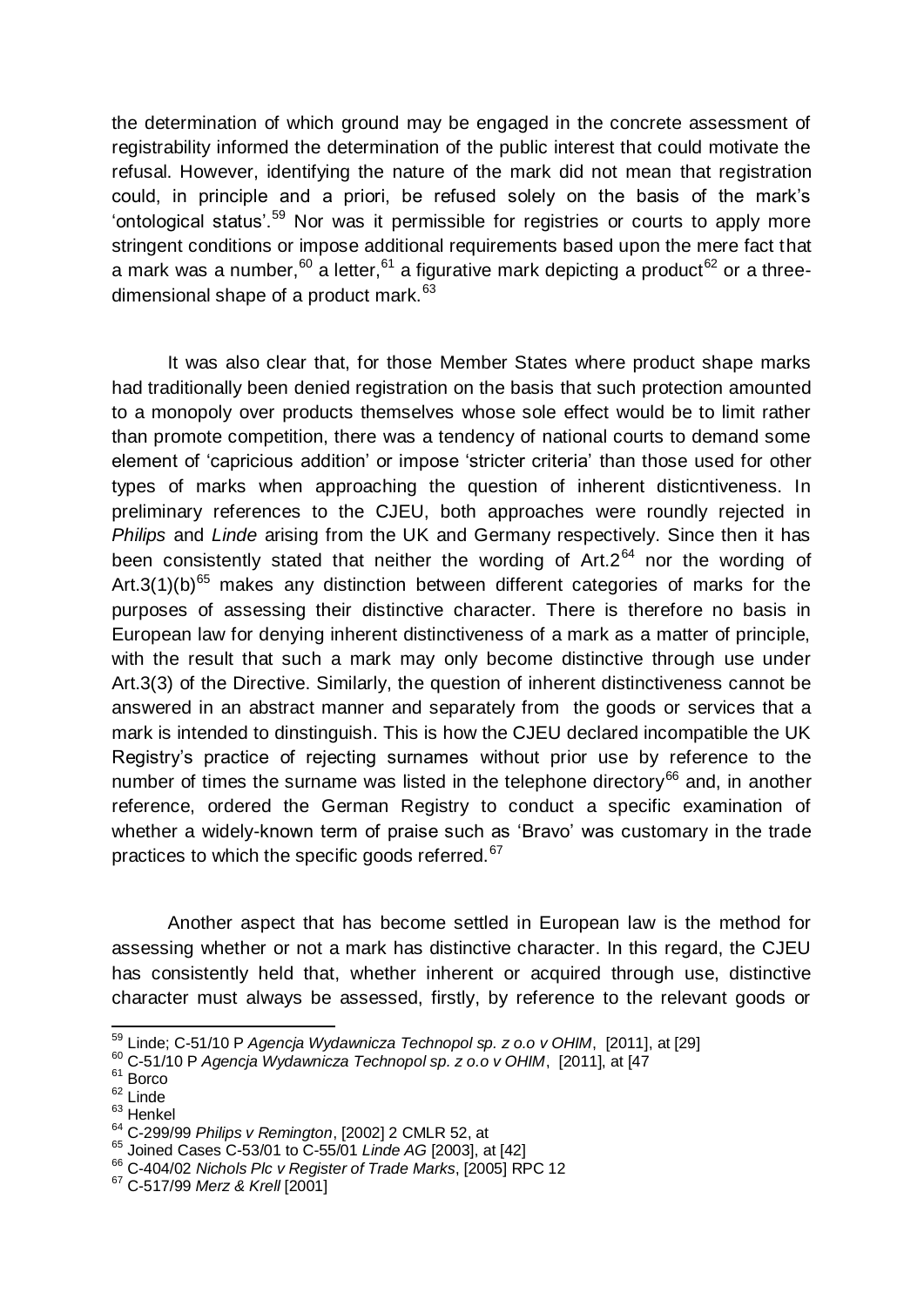the determination of which ground may be engaged in the concrete assessment of registrability informed the determination of the public interest that could motivate the refusal. However, identifying the nature of the mark did not mean that registration could, in principle and a priori, be refused solely on the basis of the mark's 'ontological status'.[59] Nor was it permissible for registries or courts to apply more stringent conditions or impose additional requirements based upon the mere fact that a mark was a number,[60] a letter,[61] a figurative mark depicting a product[62] or a three-dimensional shape of a product mark.[63]

It was also clear that, for those Member States where product shape marks had traditionally been denied registration on the basis that such protection amounted to a monopoly over products themselves whose sole effect would be to limit rather than promote competition, there was a tendency of national courts to demand some element of 'capricious addition' or impose 'stricter criteria' than those used for other types of marks when approaching the question of inherent disticntiveness. In preliminary references to the CJEU, both approaches were roundly rejected in *Philips* and *Linde* arising from the UK and Germany respectively. Since then it has been consistently stated that neither the wording of Art.2[64] nor the wording of Art.3(1)(b)[65] makes any distinction between different categories of marks for the purposes of assessing their distinctive character. There is therefore no basis in European law for denying inherent distinctiveness of a mark as a matter of principle, with the result that such a mark may only become distinctive through use under Art.3(3) of the Directive. Similarly, the question of inherent distinctiveness cannot be answered in an abstract manner and separately from the goods or services that a mark is intended to dinstinguish. This is how the CJEU declared incompatible the UK Registry's practice of rejecting surnames without prior use by reference to the number of times the surname was listed in the telephone directory[66] and, in another reference, ordered the German Registry to conduct a specific examination of whether a widely-known term of praise such as 'Bravo' was customary in the trade practices to which the specific goods referred.[67]

Another aspect that has become settled in European law is the method for assessing whether or not a mark has distinctive character. In this regard, the CJEU has consistently held that, whether inherent or acquired through use, distinctive character must always be assessed, firstly, by reference to the relevant goods or

---

[59] Linde; C-51/10 P *Agencja Wydawnicza Technopol sp. z o.o v OHIM*, [2011], at [29]

[60] C-51/10 P *Agencja Wydawnicza Technopol sp. z o.o v OHIM*, [2011], at [47

[61] Borco

[62] Linde

[63] Henkel

[64] C-299/99 *Philips v Remington*, [2002] 2 CMLR 52, at

[65] Joined Cases C-53/01 to C-55/01 *Linde AG* [2003], at [42]

[66] C-404/02 *Nichols Plc v Register of Trade Marks*, [2005] RPC 12

[67] C-517/99 *Merz & Krell* [2001]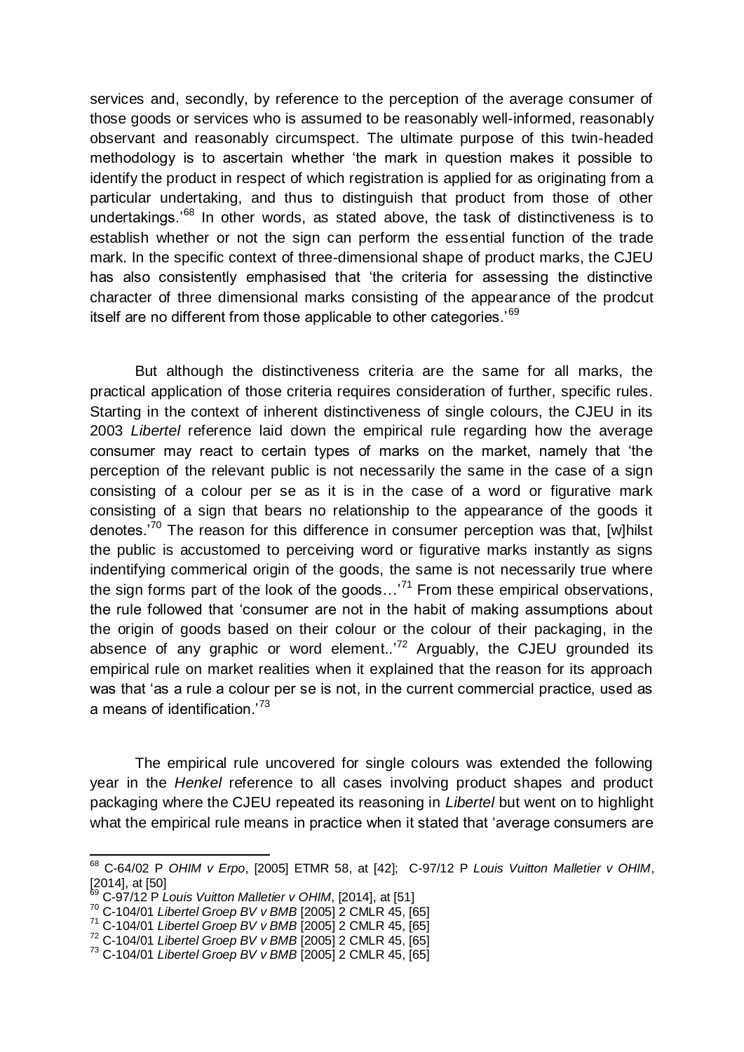services and, secondly, by reference to the perception of the average consumer of those goods or services who is assumed to be reasonably well-informed, reasonably observant and reasonably circumspect. The ultimate purpose of this twin-headed methodology is to ascertain whether 'the mark in question makes it possible to identify the product in respect of which registration is applied for as originating from a particular undertaking, and thus to distinguish that product from those of other undertakings.'[68] In other words, as stated above, the task of distinctiveness is to establish whether or not the sign can perform the essential function of the trade mark. In the specific context of three-dimensional shape of product marks, the CJEU has also consistently emphasised that 'the criteria for assessing the distinctive character of three dimensional marks consisting of the appearance of the prodcut itself are no different from those applicable to other categories.'[69]

But although the distinctiveness criteria are the same for all marks, the practical application of those criteria requires consideration of further, specific rules. Starting in the context of inherent distinctiveness of single colours, the CJEU in its 2003 *Libertel* reference laid down the empirical rule regarding how the average consumer may react to certain types of marks on the market, namely that 'the perception of the relevant public is not necessarily the same in the case of a sign consisting of a colour per se as it is in the case of a word or figurative mark consisting of a sign that bears no relationship to the appearance of the goods it denotes.'[70] The reason for this difference in consumer perception was that, [w]hilst the public is accustomed to perceiving word or figurative marks instantly as signs indentifying commerical origin of the goods, the same is not necessarily true where the sign forms part of the look of the goods…'[71] From these empirical observations, the rule followed that 'consumer are not in the habit of making assumptions about the origin of goods based on their colour or the colour of their packaging, in the absence of any graphic or word element..'[72] Arguably, the CJEU grounded its empirical rule on market realities when it explained that the reason for its approach was that 'as a rule a colour per se is not, in the current commercial practice, used as a means of identification.'[73]

The empirical rule uncovered for single colours was extended the following year in the *Henkel* reference to all cases involving product shapes and product packaging where the CJEU repeated its reasoning in *Libertel* but went on to highlight what the empirical rule means in practice when it stated that 'average consumers are

---

[68] C-64/02 P *OHIM v Erpo*, [2005] ETMR 58, at [42]; C-97/12 P *Louis Vuitton Malletier v OHIM*, [2014], at [50]

[69] C-97/12 P *Louis Vuitton Malletier v OHIM*, [2014], at [51]

[70] C-104/01 *Libertel Groep BV v BMB* [2005] 2 CMLR 45, [65]

[71] C-104/01 *Libertel Groep BV v BMB* [2005] 2 CMLR 45, [65]

[72] C-104/01 *Libertel Groep BV v BMB* [2005] 2 CMLR 45, [65]

[73] C-104/01 *Libertel Groep BV v BMB* [2005] 2 CMLR 45, [65]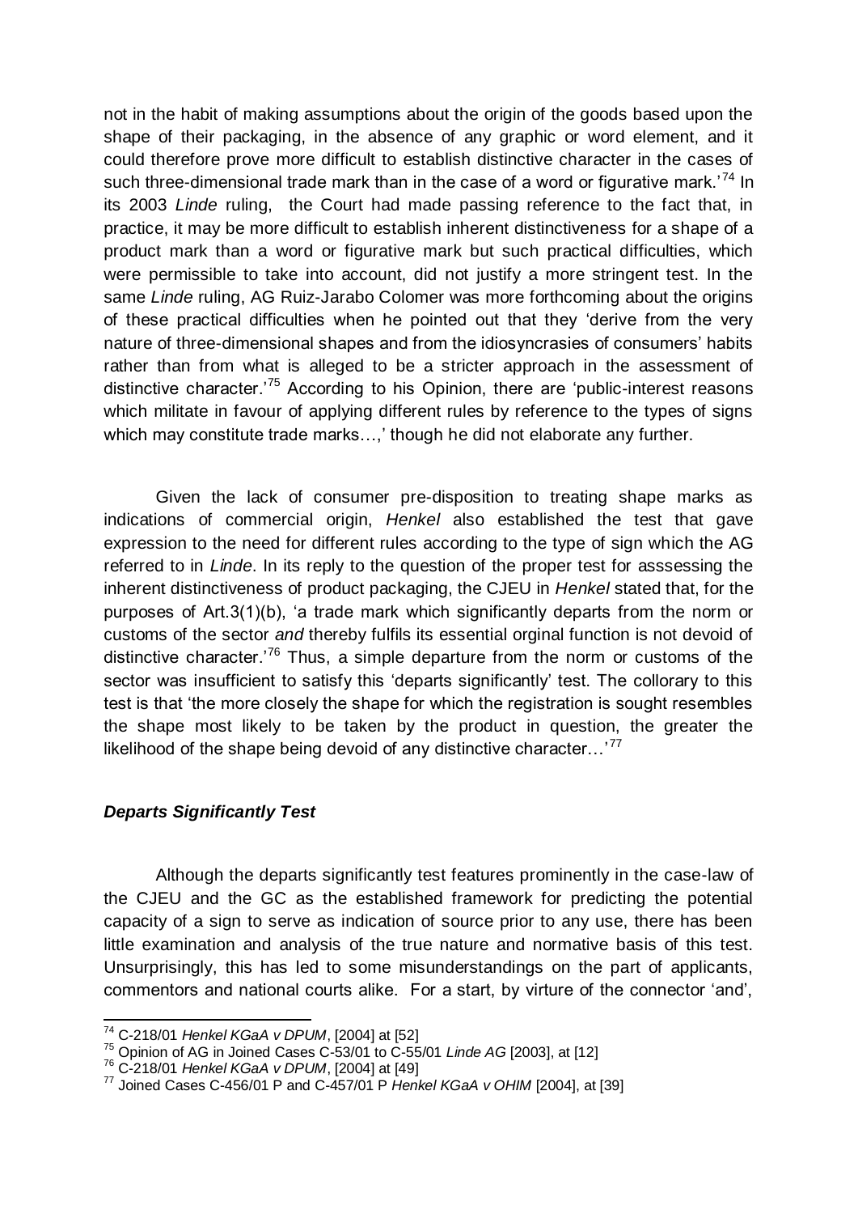not in the habit of making assumptions about the origin of the goods based upon the shape of their packaging, in the absence of any graphic or word element, and it could therefore prove more difficult to establish distinctive character in the cases of such three-dimensional trade mark than in the case of a word or figurative mark.'[74] In its 2003 *Linde* ruling, the Court had made passing reference to the fact that, in practice, it may be more difficult to establish inherent distinctiveness for a shape of a product mark than a word or figurative mark but such practical difficulties, which were permissible to take into account, did not justify a more stringent test. In the same *Linde* ruling, AG Ruiz-Jarabo Colomer was more forthcoming about the origins of these practical difficulties when he pointed out that they 'derive from the very nature of three-dimensional shapes and from the idiosyncrasies of consumers' habits rather than from what is alleged to be a stricter approach in the assessment of distinctive character.'[75] According to his Opinion, there are 'public-interest reasons which militate in favour of applying different rules by reference to the types of signs which may constitute trade marks…,' though he did not elaborate any further.

Given the lack of consumer pre-disposition to treating shape marks as indications of commercial origin, *Henkel* also established the test that gave expression to the need for different rules according to the type of sign which the AG referred to in *Linde*. In its reply to the question of the proper test for asssessing the inherent distinctiveness of product packaging, the CJEU in *Henkel* stated that, for the purposes of Art.3(1)(b), 'a trade mark which significantly departs from the norm or customs of the sector *and* thereby fulfils its essential orginal function is not devoid of distinctive character.'[76] Thus, a simple departure from the norm or customs of the sector was insufficient to satisfy this 'departs significantly' test. The collorary to this test is that 'the more closely the shape for which the registration is sought resembles the shape most likely to be taken by the product in question, the greater the likelihood of the shape being devoid of any distinctive character…'[77]

### ***Departs Significantly Test***

Although the departs significantly test features prominently in the case-law of the CJEU and the GC as the established framework for predicting the potential capacity of a sign to serve as indication of source prior to any use, there has been little examination and analysis of the true nature and normative basis of this test. Unsurprisingly, this has led to some misunderstandings on the part of applicants, commentors and national courts alike. For a start, by virtue of the connector 'and',

---

[74] C-218/01 *Henkel KGaA v DPUM*, [2004] at [52]

[75] Opinion of AG in Joined Cases C-53/01 to C-55/01 *Linde AG* [2003], at [12]

[76] C-218/01 *Henkel KGaA v DPUM*, [2004] at [49]

[77] Joined Cases C-456/01 P and C-457/01 P *Henkel KGaA v OHIM* [2004], at [39]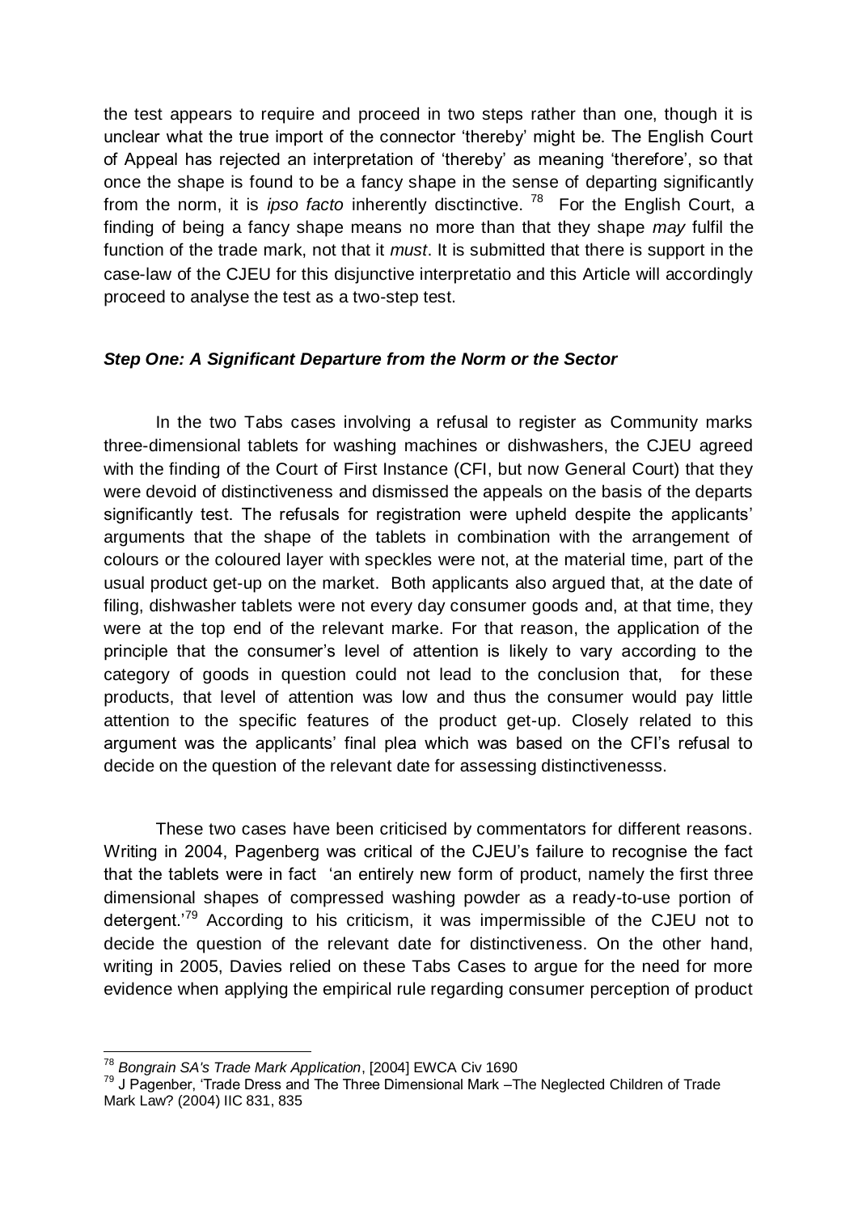the test appears to require and proceed in two steps rather than one, though it is unclear what the true import of the connector 'thereby' might be. The English Court of Appeal has rejected an interpretation of 'thereby' as meaning 'therefore', so that once the shape is found to be a fancy shape in the sense of departing significantly from the norm, it is *ipso facto* inherently disctinctive. [78] For the English Court, a finding of being a fancy shape means no more than that they shape *may* fulfil the function of the trade mark, not that it *must*. It is submitted that there is support in the case-law of the CJEU for this disjunctive interpretatio and this Article will accordingly proceed to analyse the test as a two-step test.

### *Step One: A Significant Departure from the Norm or the Sector*

In the two Tabs cases involving a refusal to register as Community marks three-dimensional tablets for washing machines or dishwashers, the CJEU agreed with the finding of the Court of First Instance (CFI, but now General Court) that they were devoid of distinctiveness and dismissed the appeals on the basis of the departs significantly test. The refusals for registration were upheld despite the applicants' arguments that the shape of the tablets in combination with the arrangement of colours or the coloured layer with speckles were not, at the material time, part of the usual product get-up on the market. Both applicants also argued that, at the date of filing, dishwasher tablets were not every day consumer goods and, at that time, they were at the top end of the relevant marke. For that reason, the application of the principle that the consumer's level of attention is likely to vary according to the category of goods in question could not lead to the conclusion that, for these products, that level of attention was low and thus the consumer would pay little attention to the specific features of the product get-up. Closely related to this argument was the applicants' final plea which was based on the CFI's refusal to decide on the question of the relevant date for assessing distinctivenesss.

These two cases have been criticised by commentators for different reasons. Writing in 2004, Pagenberg was critical of the CJEU's failure to recognise the fact that the tablets were in fact 'an entirely new form of product, namely the first three dimensional shapes of compressed washing powder as a ready-to-use portion of detergent.'[79] According to his criticism, it was impermissible of the CJEU not to decide the question of the relevant date for distinctiveness. On the other hand, writing in 2005, Davies relied on these Tabs Cases to argue for the need for more evidence when applying the empirical rule regarding consumer perception of product

---

[78] *Bongrain SA's Trade Mark Application*, [2004] EWCA Civ 1690

[79] J Pagenber, 'Trade Dress and The Three Dimensional Mark –The Neglected Children of Trade Mark Law? (2004) IIC 831, 835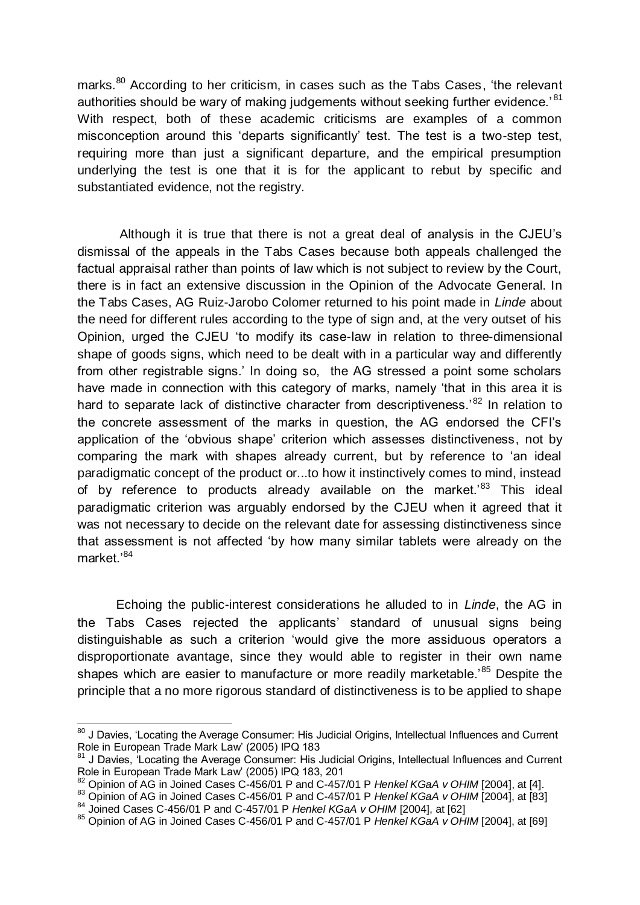marks.[80] According to her criticism, in cases such as the Tabs Cases, 'the relevant authorities should be wary of making judgements without seeking further evidence.'[81] With respect, both of these academic criticisms are examples of a common misconception around this 'departs significantly' test. The test is a two-step test, requiring more than just a significant departure, and the empirical presumption underlying the test is one that it is for the applicant to rebut by specific and substantiated evidence, not the registry.

Although it is true that there is not a great deal of analysis in the CJEU's dismissal of the appeals in the Tabs Cases because both appeals challenged the factual appraisal rather than points of law which is not subject to review by the Court, there is in fact an extensive discussion in the Opinion of the Advocate General. In the Tabs Cases, AG Ruiz-Jarobo Colomer returned to his point made in *Linde* about the need for different rules according to the type of sign and, at the very outset of his Opinion, urged the CJEU 'to modify its case-law in relation to three-dimensional shape of goods signs, which need to be dealt with in a particular way and differently from other registrable signs.' In doing so, the AG stressed a point some scholars have made in connection with this category of marks, namely 'that in this area it is hard to separate lack of distinctive character from descriptiveness.'[82] In relation to the concrete assessment of the marks in question, the AG endorsed the CFI's application of the 'obvious shape' criterion which assesses distinctiveness, not by comparing the mark with shapes already current, but by reference to 'an ideal paradigmatic concept of the product or...to how it instinctively comes to mind, instead of by reference to products already available on the market.'[83] This ideal paradigmatic criterion was arguably endorsed by the CJEU when it agreed that it was not necessary to decide on the relevant date for assessing distinctiveness since that assessment is not affected 'by how many similar tablets were already on the market.'[84]

Echoing the public-interest considerations he alluded to in *Linde*, the AG in the Tabs Cases rejected the applicants' standard of unusual signs being distinguishable as such a criterion 'would give the more assiduous operators a disproportionate avantage, since they would able to register in their own name shapes which are easier to manufacture or more readily marketable.'[85] Despite the principle that a no more rigorous standard of distinctiveness is to be applied to shape

---

[80] J Davies, 'Locating the Average Consumer: His Judicial Origins, Intellectual Influences and Current Role in European Trade Mark Law' (2005) IPQ 183

[81] J Davies, 'Locating the Average Consumer: His Judicial Origins, Intellectual Influences and Current Role in European Trade Mark Law' (2005) IPQ 183, 201

[82] Opinion of AG in Joined Cases C-456/01 P and C-457/01 P *Henkel KGaA v OHIM* [2004], at [4].

[83] Opinion of AG in Joined Cases C-456/01 P and C-457/01 P *Henkel KGaA v OHIM* [2004], at [83]

[84] Joined Cases C-456/01 P and C-457/01 P *Henkel KGaA v OHIM* [2004], at [62]

[85] Opinion of AG in Joined Cases C-456/01 P and C-457/01 P *Henkel KGaA v OHIM* [2004], at [69]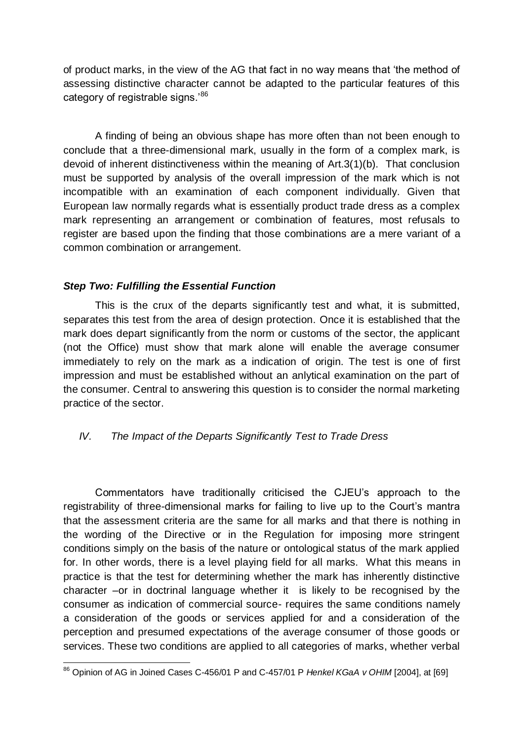of product marks, in the view of the AG that fact in no way means that 'the method of assessing distinctive character cannot be adapted to the particular features of this category of registrable signs.'[86]

A finding of being an obvious shape has more often than not been enough to conclude that a three-dimensional mark, usually in the form of a complex mark, is devoid of inherent distinctiveness within the meaning of Art.3(1)(b). That conclusion must be supported by analysis of the overall impression of the mark which is not incompatible with an examination of each component individually. Given that European law normally regards what is essentially product trade dress as a complex mark representing an arrangement or combination of features, most refusals to register are based upon the finding that those combinations are a mere variant of a common combination or arrangement.

### *Step Two: Fulfilling the Essential Function*

This is the crux of the departs significantly test and what, it is submitted, separates this test from the area of design protection. Once it is established that the mark does depart significantly from the norm or customs of the sector, the applicant (not the Office) must show that mark alone will enable the average consumer immediately to rely on the mark as a indication of origin. The test is one of first impression and must be established without an anlytical examination on the part of the consumer. Central to answering this question is to consider the normal marketing practice of the sector.

## *IV. The Impact of the Departs Significantly Test to Trade Dress*

Commentators have traditionally criticised the CJEU's approach to the registrability of three-dimensional marks for failing to live up to the Court's mantra that the assessment criteria are the same for all marks and that there is nothing in the wording of the Directive or in the Regulation for imposing more stringent conditions simply on the basis of the nature or ontological status of the mark applied for. In other words, there is a level playing field for all marks. What this means in practice is that the test for determining whether the mark has inherently distinctive character –or in doctrinal language whether it is likely to be recognised by the consumer as indication of commercial source- requires the same conditions namely a consideration of the goods or services applied for and a consideration of the perception and presumed expectations of the average consumer of those goods or services. These two conditions are applied to all categories of marks, whether verbal

[86] Opinion of AG in Joined Cases C-456/01 P and C-457/01 P *Henkel KGaA v OHIM* [2004], at [69]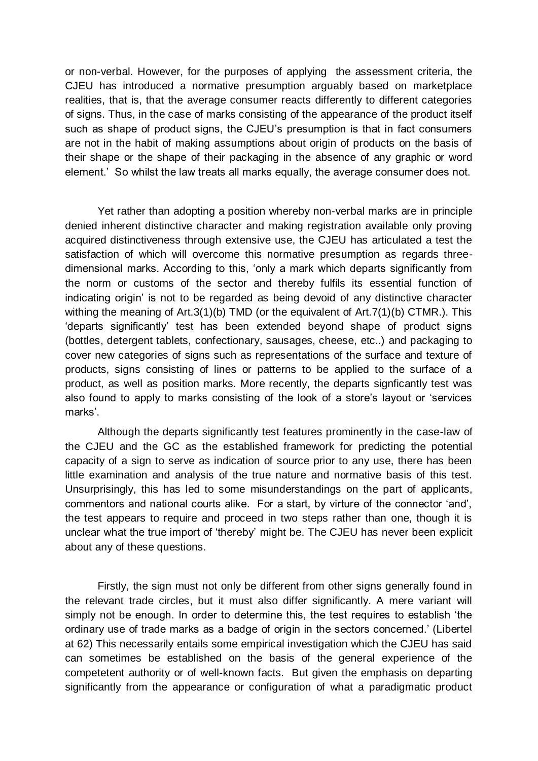or non-verbal. However, for the purposes of applying the assessment criteria, the CJEU has introduced a normative presumption arguably based on marketplace realities, that is, that the average consumer reacts differently to different categories of signs. Thus, in the case of marks consisting of the appearance of the product itself such as shape of product signs, the CJEU's presumption is that in fact consumers are not in the habit of making assumptions about origin of products on the basis of their shape or the shape of their packaging in the absence of any graphic or word element.' So whilst the law treats all marks equally, the average consumer does not.

Yet rather than adopting a position whereby non-verbal marks are in principle denied inherent distinctive character and making registration available only proving acquired distinctiveness through extensive use, the CJEU has articulated a test the satisfaction of which will overcome this normative presumption as regards three-dimensional marks. According to this, 'only a mark which departs significantly from the norm or customs of the sector and thereby fulfils its essential function of indicating origin' is not to be regarded as being devoid of any distinctive character withing the meaning of Art.3(1)(b) TMD (or the equivalent of Art.7(1)(b) CTMR.). This 'departs significantly' test has been extended beyond shape of product signs (bottles, detergent tablets, confectionary, sausages, cheese, etc..) and packaging to cover new categories of signs such as representations of the surface and texture of products, signs consisting of lines or patterns to be applied to the surface of a product, as well as position marks. More recently, the departs signficantly test was also found to apply to marks consisting of the look of a store's layout or 'services marks'.

Although the departs significantly test features prominently in the case-law of the CJEU and the GC as the established framework for predicting the potential capacity of a sign to serve as indication of source prior to any use, there has been little examination and analysis of the true nature and normative basis of this test. Unsurprisingly, this has led to some misunderstandings on the part of applicants, commentors and national courts alike. For a start, by virture of the connector 'and', the test appears to require and proceed in two steps rather than one, though it is unclear what the true import of 'thereby' might be. The CJEU has never been explicit about any of these questions.

Firstly, the sign must not only be different from other signs generally found in the relevant trade circles, but it must also differ significantly. A mere variant will simply not be enough. In order to determine this, the test requires to establish 'the ordinary use of trade marks as a badge of origin in the sectors concerned.' (Libertel at 62) This necessarily entails some empirical investigation which the CJEU has said can sometimes be established on the basis of the general experience of the competetent authority or of well-known facts. But given the emphasis on departing significantly from the appearance or configuration of what a paradigmatic product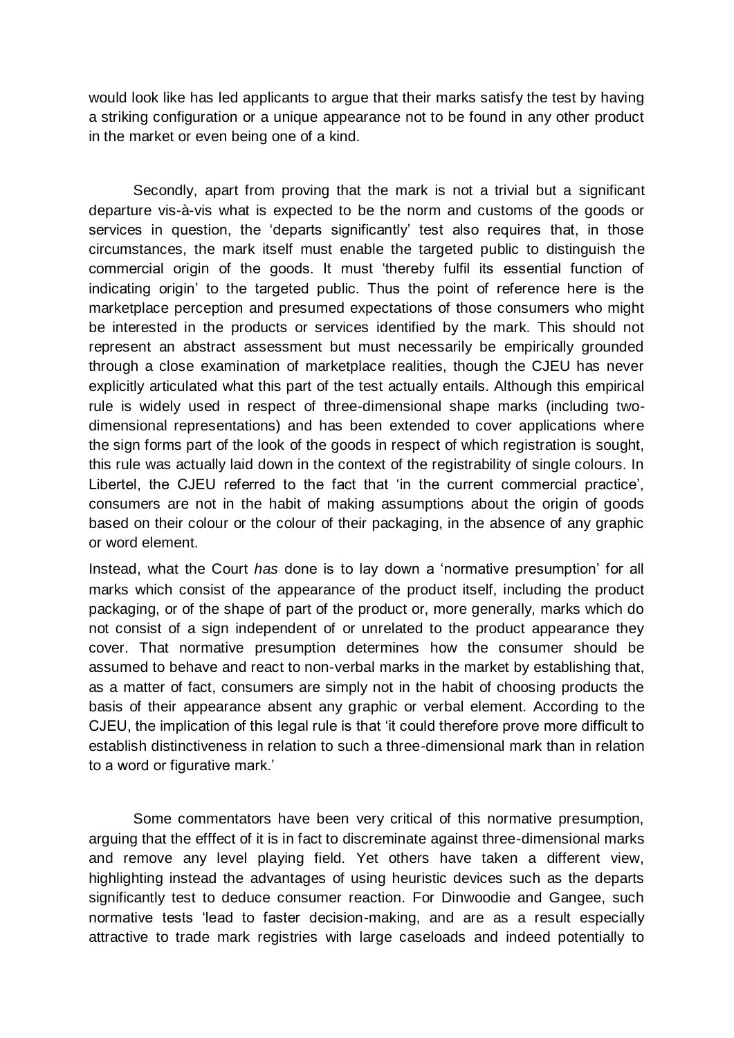would look like has led applicants to argue that their marks satisfy the test by having a striking configuration or a unique appearance not to be found in any other product in the market or even being one of a kind.

Secondly, apart from proving that the mark is not a trivial but a significant departure vis-à-vis what is expected to be the norm and customs of the goods or services in question, the 'departs significantly' test also requires that, in those circumstances, the mark itself must enable the targeted public to distinguish the commercial origin of the goods. It must 'thereby fulfil its essential function of indicating origin' to the targeted public. Thus the point of reference here is the marketplace perception and presumed expectations of those consumers who might be interested in the products or services identified by the mark. This should not represent an abstract assessment but must necessarily be empirically grounded through a close examination of marketplace realities, though the CJEU has never explicitly articulated what this part of the test actually entails. Although this empirical rule is widely used in respect of three-dimensional shape marks (including two-dimensional representations) and has been extended to cover applications where the sign forms part of the look of the goods in respect of which registration is sought, this rule was actually laid down in the context of the registrability of single colours. In Libertel, the CJEU referred to the fact that 'in the current commercial practice', consumers are not in the habit of making assumptions about the origin of goods based on their colour or the colour of their packaging, in the absence of any graphic or word element.

Instead, what the Court *has* done is to lay down a 'normative presumption' for all marks which consist of the appearance of the product itself, including the product packaging, or of the shape of part of the product or, more generally, marks which do not consist of a sign independent of or unrelated to the product appearance they cover. That normative presumption determines how the consumer should be assumed to behave and react to non-verbal marks in the market by establishing that, as a matter of fact, consumers are simply not in the habit of choosing products the basis of their appearance absent any graphic or verbal element. According to the CJEU, the implication of this legal rule is that 'it could therefore prove more difficult to establish distinctiveness in relation to such a three-dimensional mark than in relation to a word or figurative mark.'

Some commentators have been very critical of this normative presumption, arguing that the efffect of it is in fact to discriminate against three-dimensional marks and remove any level playing field. Yet others have taken a different view, highlighting instead the advantages of using heuristic devices such as the departs significantly test to deduce consumer reaction. For Dinwoodie and Gangee, such normative tests 'lead to faster decision-making, and are as a result especially attractive to trade mark registries with large caseloads and indeed potentially to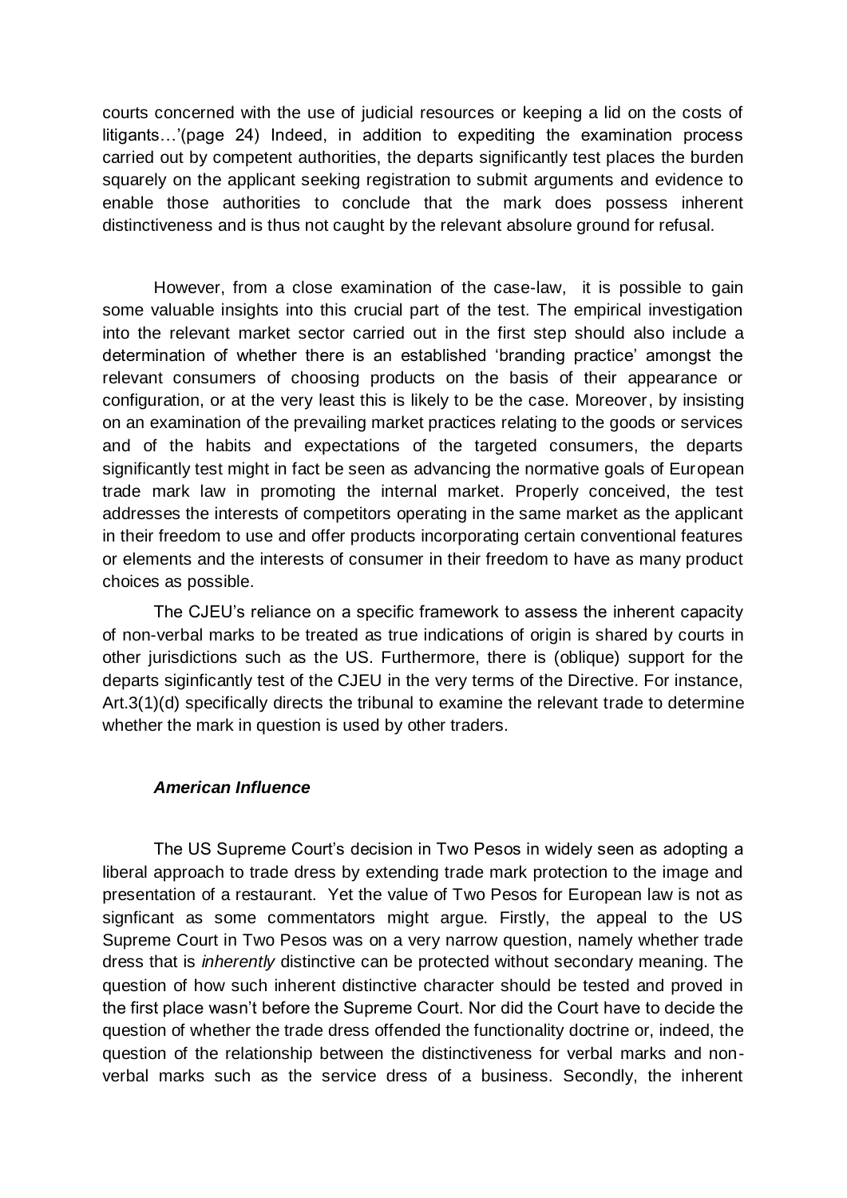courts concerned with the use of judicial resources or keeping a lid on the costs of litigants…'(page 24) Indeed, in addition to expediting the examination process carried out by competent authorities, the departs significantly test places the burden squarely on the applicant seeking registration to submit arguments and evidence to enable those authorities to conclude that the mark does possess inherent distinctiveness and is thus not caught by the relevant absolure ground for refusal.

However, from a close examination of the case-law, it is possible to gain some valuable insights into this crucial part of the test. The empirical investigation into the relevant market sector carried out in the first step should also include a determination of whether there is an established 'branding practice' amongst the relevant consumers of choosing products on the basis of their appearance or configuration, or at the very least this is likely to be the case. Moreover, by insisting on an examination of the prevailing market practices relating to the goods or services and of the habits and expectations of the targeted consumers, the departs significantly test might in fact be seen as advancing the normative goals of European trade mark law in promoting the internal market. Properly conceived, the test addresses the interests of competitors operating in the same market as the applicant in their freedom to use and offer products incorporating certain conventional features or elements and the interests of consumer in their freedom to have as many product choices as possible.

The CJEU's reliance on a specific framework to assess the inherent capacity of non-verbal marks to be treated as true indications of origin is shared by courts in other jurisdictions such as the US. Furthermore, there is (oblique) support for the departs siginficantly test of the CJEU in the very terms of the Directive. For instance, Art.3(1)(d) specifically directs the tribunal to examine the relevant trade to determine whether the mark in question is used by other traders.

### *American Influence*

The US Supreme Court's decision in Two Pesos in widely seen as adopting a liberal approach to trade dress by extending trade mark protection to the image and presentation of a restaurant. Yet the value of Two Pesos for European law is not as signficant as some commentators might argue. Firstly, the appeal to the US Supreme Court in Two Pesos was on a very narrow question, namely whether trade dress that is *inherently* distinctive can be protected without secondary meaning. The question of how such inherent distinctive character should be tested and proved in the first place wasn't before the Supreme Court. Nor did the Court have to decide the question of whether the trade dress offended the functionality doctrine or, indeed, the question of the relationship between the distinctiveness for verbal marks and non-verbal marks such as the service dress of a business. Secondly, the inherent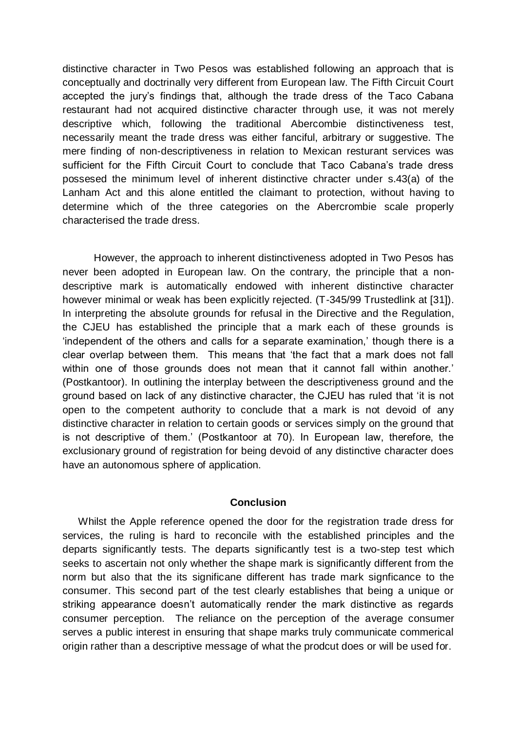distinctive character in Two Pesos was established following an approach that is conceptually and doctrinally very different from European law. The Fifth Circuit Court accepted the jury's findings that, although the trade dress of the Taco Cabana restaurant had not acquired distinctive character through use, it was not merely descriptive which, following the traditional Abercombie distinctiveness test, necessarily meant the trade dress was either fanciful, arbitrary or suggestive. The mere finding of non-descriptiveness in relation to Mexican resturant services was sufficient for the Fifth Circuit Court to conclude that Taco Cabana's trade dress possesed the minimum level of inherent distinctive chracter under s.43(a) of the Lanham Act and this alone entitled the claimant to protection, without having to determine which of the three categories on the Abercrombie scale properly characterised the trade dress.

However, the approach to inherent distinctiveness adopted in Two Pesos has never been adopted in European law. On the contrary, the principle that a non-descriptive mark is automatically endowed with inherent distinctive character however minimal or weak has been explicitly rejected. (T-345/99 Trustedlink at [31]). In interpreting the absolute grounds for refusal in the Directive and the Regulation, the CJEU has established the principle that a mark each of these grounds is 'independent of the others and calls for a separate examination,' though there is a clear overlap between them. This means that 'the fact that a mark does not fall within one of those grounds does not mean that it cannot fall within another.' (Postkantoor). In outlining the interplay between the descriptiveness ground and the ground based on lack of any distinctive character, the CJEU has ruled that 'it is not open to the competent authority to conclude that a mark is not devoid of any distinctive character in relation to certain goods or services simply on the ground that is not descriptive of them.' (Postkantoor at 70). In European law, therefore, the exclusionary ground of registration for being devoid of any distinctive character does have an autonomous sphere of application.

## Conclusion

Whilst the Apple reference opened the door for the registration trade dress for services, the ruling is hard to reconcile with the established principles and the departs significantly tests. The departs significantly test is a two-step test which seeks to ascertain not only whether the shape mark is significantly different from the norm but also that the its significane different has trade mark signficance to the consumer. This second part of the test clearly establishes that being a unique or striking appearance doesn't automatically render the mark distinctive as regards consumer perception. The reliance on the perception of the average consumer serves a public interest in ensuring that shape marks truly communicate commerical origin rather than a descriptive message of what the prodcut does or will be used for.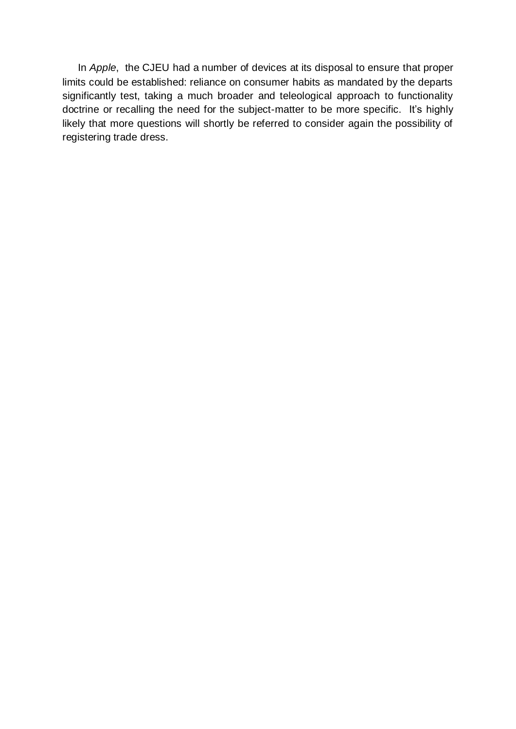In *Apple*, the CJEU had a number of devices at its disposal to ensure that proper limits could be established: reliance on consumer habits as mandated by the departs significantly test, taking a much broader and teleological approach to functionality doctrine or recalling the need for the subject-matter to be more specific. It's highly likely that more questions will shortly be referred to consider again the possibility of registering trade dress.